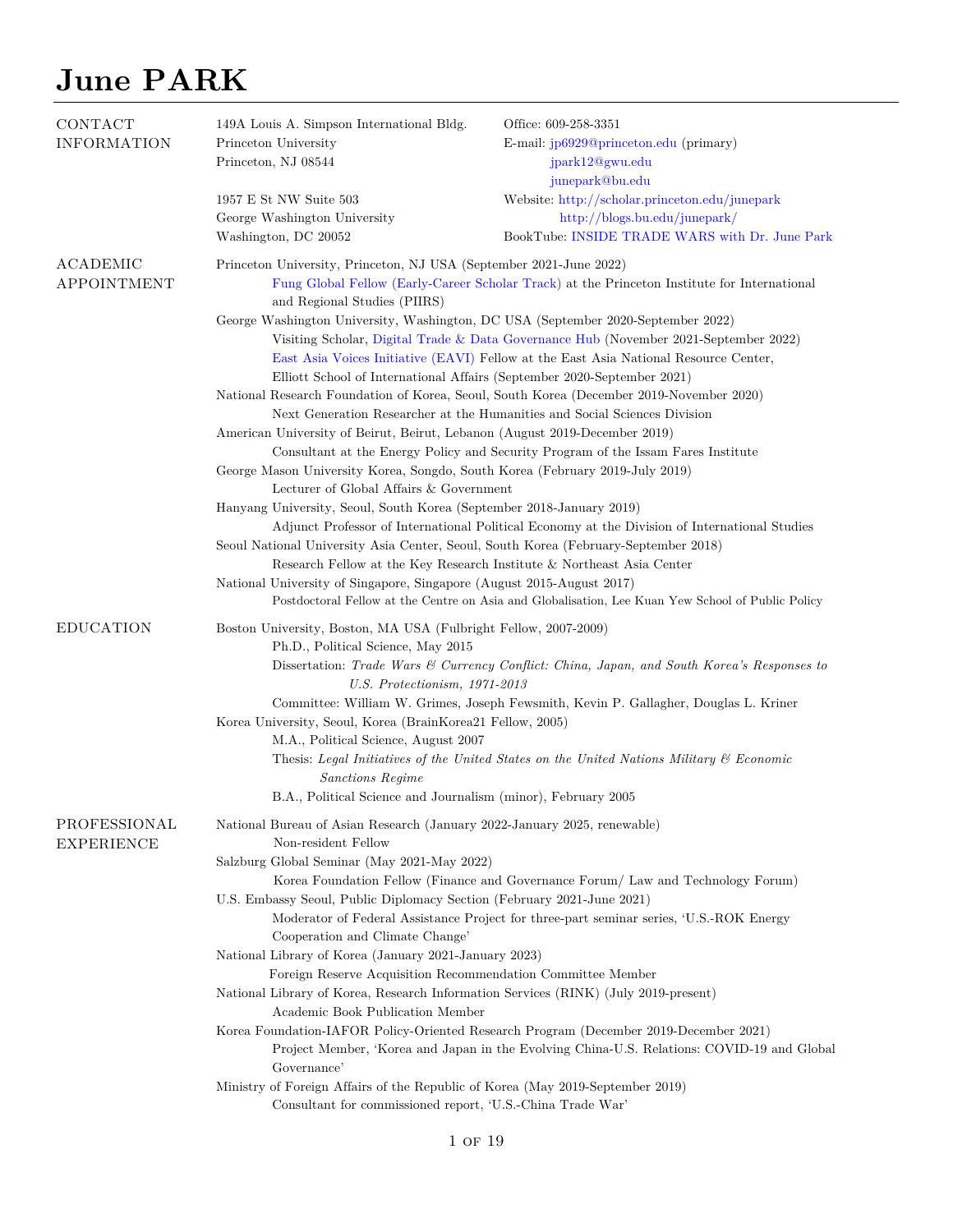# June PARK

## CONTACT INFORMATION

149A Louis A. Simpson International Bldg.
Princeton University
Princeton, NJ 08544

1957 E St NW Suite 503
George Washington University
Washington, DC 20052

Office: 609-258-3351
E-mail: jp6929@princeton.edu (primary)
jpark12@gwu.edu
junepark@bu.edu
Website: http://scholar.princeton.edu/junepark
http://blogs.bu.edu/junepark/
BookTube: INSIDE TRADE WARS with Dr. June Park

## ACADEMIC APPOINTMENT

Princeton University, Princeton, NJ USA (September 2021-June 2022)
- Fung Global Fellow (Early-Career Scholar Track) at the Princeton Institute for International and Regional Studies (PIIRS)

George Washington University, Washington, DC USA (September 2020-September 2022)
- Visiting Scholar, Digital Trade & Data Governance Hub (November 2021-September 2022)
- East Asia Voices Initiative (EAVI) Fellow at the East Asia National Resource Center, Elliott School of International Affairs (September 2020-September 2021)

National Research Foundation of Korea, Seoul, South Korea (December 2019-November 2020)
- Next Generation Researcher at the Humanities and Social Sciences Division

American University of Beirut, Beirut, Lebanon (August 2019-December 2019)
- Consultant at the Energy Policy and Security Program of the Issam Fares Institute

George Mason University Korea, Songdo, South Korea (February 2019-July 2019)
- Lecturer of Global Affairs & Government

Hanyang University, Seoul, South Korea (September 2018-January 2019)
- Adjunct Professor of International Political Economy at the Division of International Studies

Seoul National University Asia Center, Seoul, South Korea (February-September 2018)
- Research Fellow at the Key Research Institute & Northeast Asia Center

National University of Singapore, Singapore (August 2015-August 2017)
- Postdoctoral Fellow at the Centre on Asia and Globalisation, Lee Kuan Yew School of Public Policy

## EDUCATION

Boston University, Boston, MA USA (Fulbright Fellow, 2007-2009)
- Ph.D., Political Science, May 2015
- Dissertation: *Trade Wars & Currency Conflict: China, Japan, and South Korea's Responses to U.S. Protectionism, 1971-2013*
- Committee: William W. Grimes, Joseph Fewsmith, Kevin P. Gallagher, Douglas L. Kriner

Korea University, Seoul, Korea (BrainKorea21 Fellow, 2005)
- M.A., Political Science, August 2007
- Thesis: *Legal Initiatives of the United States on the United Nations Military & Economic Sanctions Regime*
- B.A., Political Science and Journalism (minor), February 2005

## PROFESSIONAL EXPERIENCE

National Bureau of Asian Research (January 2022-January 2025, renewable)
- Non-resident Fellow

Salzburg Global Seminar (May 2021-May 2022)
- Korea Foundation Fellow (Finance and Governance Forum/ Law and Technology Forum)

U.S. Embassy Seoul, Public Diplomacy Section (February 2021-June 2021)
- Moderator of Federal Assistance Project for three-part seminar series, 'U.S.-ROK Energy Cooperation and Climate Change'

National Library of Korea (January 2021-January 2023)
- Foreign Reserve Acquisition Recommendation Committee Member

National Library of Korea, Research Information Services (RINK) (July 2019-present)
- Academic Book Publication Member

Korea Foundation-IAFOR Policy-Oriented Research Program (December 2019-December 2021)
- Project Member, 'Korea and Japan in the Evolving China-U.S. Relations: COVID-19 and Global Governance'

Ministry of Foreign Affairs of the Republic of Korea (May 2019-September 2019)
- Consultant for commissioned report, 'U.S.-China Trade War'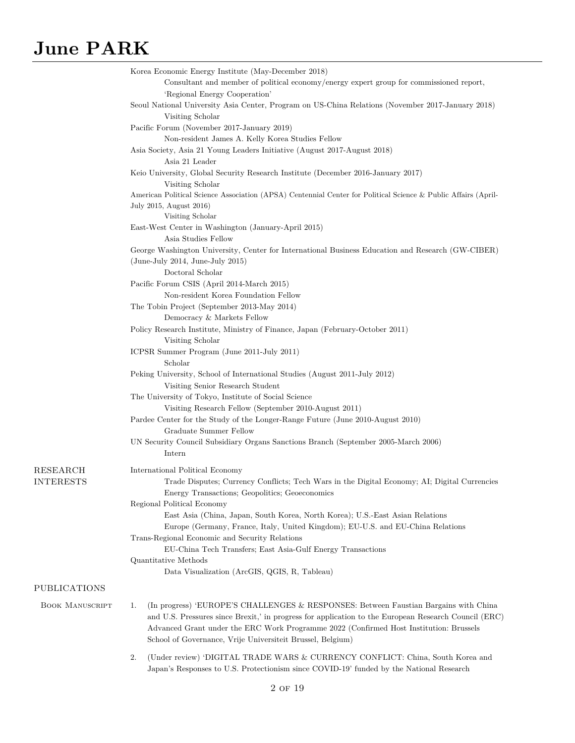Korea Economic Energy Institute (May-December 2018)
- Consultant and member of political economy/energy expert group for commissioned report, 'Regional Energy Cooperation'

Seoul National University Asia Center, Program on US-China Relations (November 2017-January 2018)
- Visiting Scholar

Pacific Forum (November 2017-January 2019)
- Non-resident James A. Kelly Korea Studies Fellow

Asia Society, Asia 21 Young Leaders Initiative (August 2017-August 2018)
- Asia 21 Leader

Keio University, Global Security Research Institute (December 2016-January 2017)
- Visiting Scholar

American Political Science Association (APSA) Centennial Center for Political Science & Public Affairs (April-July 2015, August 2016)
- Visiting Scholar

East-West Center in Washington (January-April 2015)
- Asia Studies Fellow

George Washington University, Center for International Business Education and Research (GW-CIBER) (June-July 2014, June-July 2015)
- Doctoral Scholar

Pacific Forum CSIS (April 2014-March 2015)
- Non-resident Korea Foundation Fellow

The Tobin Project (September 2013-May 2014)
- Democracy & Markets Fellow

Policy Research Institute, Ministry of Finance, Japan (February-October 2011)
- Visiting Scholar

ICPSR Summer Program (June 2011-July 2011)
- Scholar

Peking University, School of International Studies (August 2011-July 2012)
- Visiting Senior Research Student

The University of Tokyo, Institute of Social Science
- Visiting Research Fellow (September 2010-August 2011)

Pardee Center for the Study of the Longer-Range Future (June 2010-August 2010)
- Graduate Summer Fellow

UN Security Council Subsidiary Organs Sanctions Branch (September 2005-March 2006)
- Intern

## RESEARCH INTERESTS

International Political Economy
- Trade Disputes; Currency Conflicts; Tech Wars in the Digital Economy; AI; Digital Currencies
- Energy Transactions; Geopolitics; Geoeconomics

Regional Political Economy
- East Asia (China, Japan, South Korea, North Korea); U.S.-East Asian Relations
- Europe (Germany, France, Italy, United Kingdom); EU-U.S. and EU-China Relations

Trans-Regional Economic and Security Relations
- EU-China Tech Transfers; East Asia-Gulf Energy Transactions

Quantitative Methods
- Data Visualization (ArcGIS, QGIS, R, Tableau)

## PUBLICATIONS

### Book Manuscript

1. (In progress) 'EUROPE'S CHALLENGES & RESPONSES: Between Faustian Bargains with China and U.S. Pressures since Brexit,' in progress for application to the European Research Council (ERC) Advanced Grant under the ERC Work Programme 2022 (Confirmed Host Institution: Brussels School of Governance, Vrije Universiteit Brussel, Belgium)

2. (Under review) 'DIGITAL TRADE WARS & CURRENCY CONFLICT: China, South Korea and Japan's Responses to U.S. Protectionism since COVID-19' funded by the National Research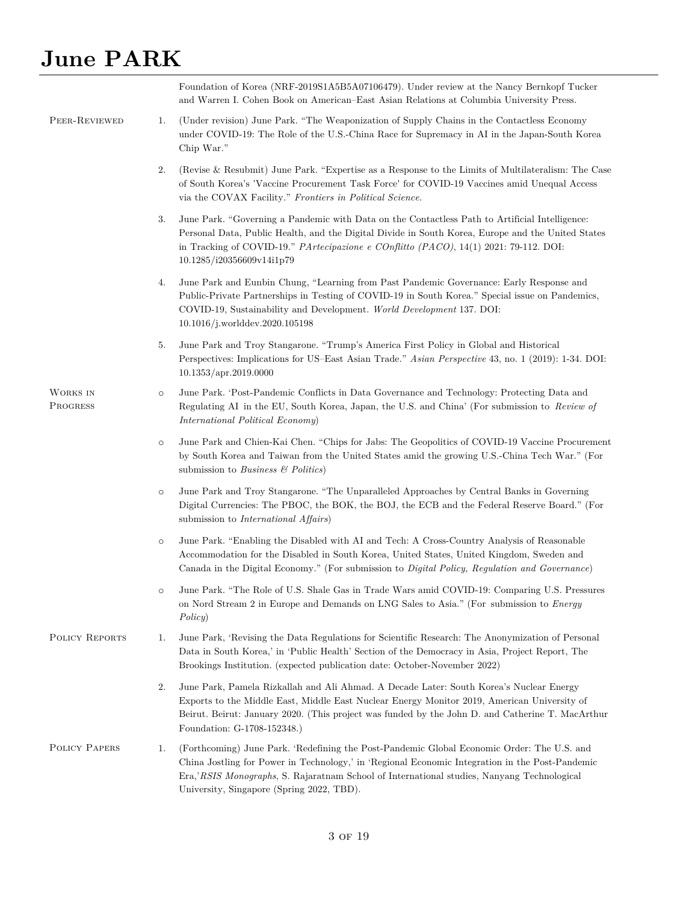Foundation of Korea (NRF-2019S1A5B5A07106479). Under review at the Nancy Bernkopf Tucker and Warren I. Cohen Book on American–East Asian Relations at Columbia University Press.

**Peer-Reviewed**

1. (Under revision) June Park. "The Weaponization of Supply Chains in the Contactless Economy under COVID-19: The Role of the U.S.-China Race for Supremacy in AI in the Japan-South Korea Chip War."

2. (Revise & Resubmit) June Park. "Expertise as a Response to the Limits of Multilateralism: The Case of South Korea's 'Vaccine Procurement Task Force' for COVID-19 Vaccines amid Unequal Access via the COVAX Facility." *Frontiers in Political Science.*

3. June Park. "Governing a Pandemic with Data on the Contactless Path to Artificial Intelligence: Personal Data, Public Health, and the Digital Divide in South Korea, Europe and the United States in Tracking of COVID-19." *PArtecipazione e COnflitto (PACO)*, 14(1) 2021: 79-112. DOI: 10.1285/i20356609v14i1p79

4. June Park and Eunbin Chung, "Learning from Past Pandemic Governance: Early Response and Public-Private Partnerships in Testing of COVID-19 in South Korea." Special issue on Pandemics, COVID-19, Sustainability and Development. *World Development* 137. DOI: 10.1016/j.worlddev.2020.105198

5. June Park and Troy Stangarone. "Trump's America First Policy in Global and Historical Perspectives: Implications for US–East Asian Trade." *Asian Perspective* 43, no. 1 (2019): 1-34. DOI: 10.1353/apr.2019.0000

**Works in Progress**

- June Park. 'Post-Pandemic Conflicts in Data Governance and Technology: Protecting Data and Regulating AI in the EU, South Korea, Japan, the U.S. and China' (For submission to *Review of International Political Economy*)

- June Park and Chien-Kai Chen. "Chips for Jabs: The Geopolitics of COVID-19 Vaccine Procurement by South Korea and Taiwan from the United States amid the growing U.S.-China Tech War." (For submission to *Business & Politics*)

- June Park and Troy Stangarone. "The Unparalleled Approaches by Central Banks in Governing Digital Currencies: The PBOC, the BOK, the BOJ, the ECB and the Federal Reserve Board." (For submission to *International Affairs*)

- June Park. "Enabling the Disabled with AI and Tech: A Cross-Country Analysis of Reasonable Accommodation for the Disabled in South Korea, United States, United Kingdom, Sweden and Canada in the Digital Economy." (For submission to *Digital Policy, Regulation and Governance*)

- June Park. "The Role of U.S. Shale Gas in Trade Wars amid COVID-19: Comparing U.S. Pressures on Nord Stream 2 in Europe and Demands on LNG Sales to Asia." (For submission to *Energy Policy*)

**Policy Reports**

1. June Park, 'Revising the Data Regulations for Scientific Research: The Anonymization of Personal Data in South Korea,' in 'Public Health' Section of the Democracy in Asia, Project Report, The Brookings Institution. (expected publication date: October-November 2022)

2. June Park, Pamela Rizkallah and Ali Ahmad. A Decade Later: South Korea's Nuclear Energy Exports to the Middle East, Middle East Nuclear Energy Monitor 2019, American University of Beirut. Beirut: January 2020. (This project was funded by the John D. and Catherine T. MacArthur Foundation: G-1708-152348.)

**Policy Papers**

1. (Forthcoming) June Park. 'Redefining the Post-Pandemic Global Economic Order: The U.S. and China Jostling for Power in Technology,' in 'Regional Economic Integration in the Post-Pandemic Era,'*RSIS Monographs*, S. Rajaratnam School of International studies, Nanyang Technological University, Singapore (Spring 2022, TBD).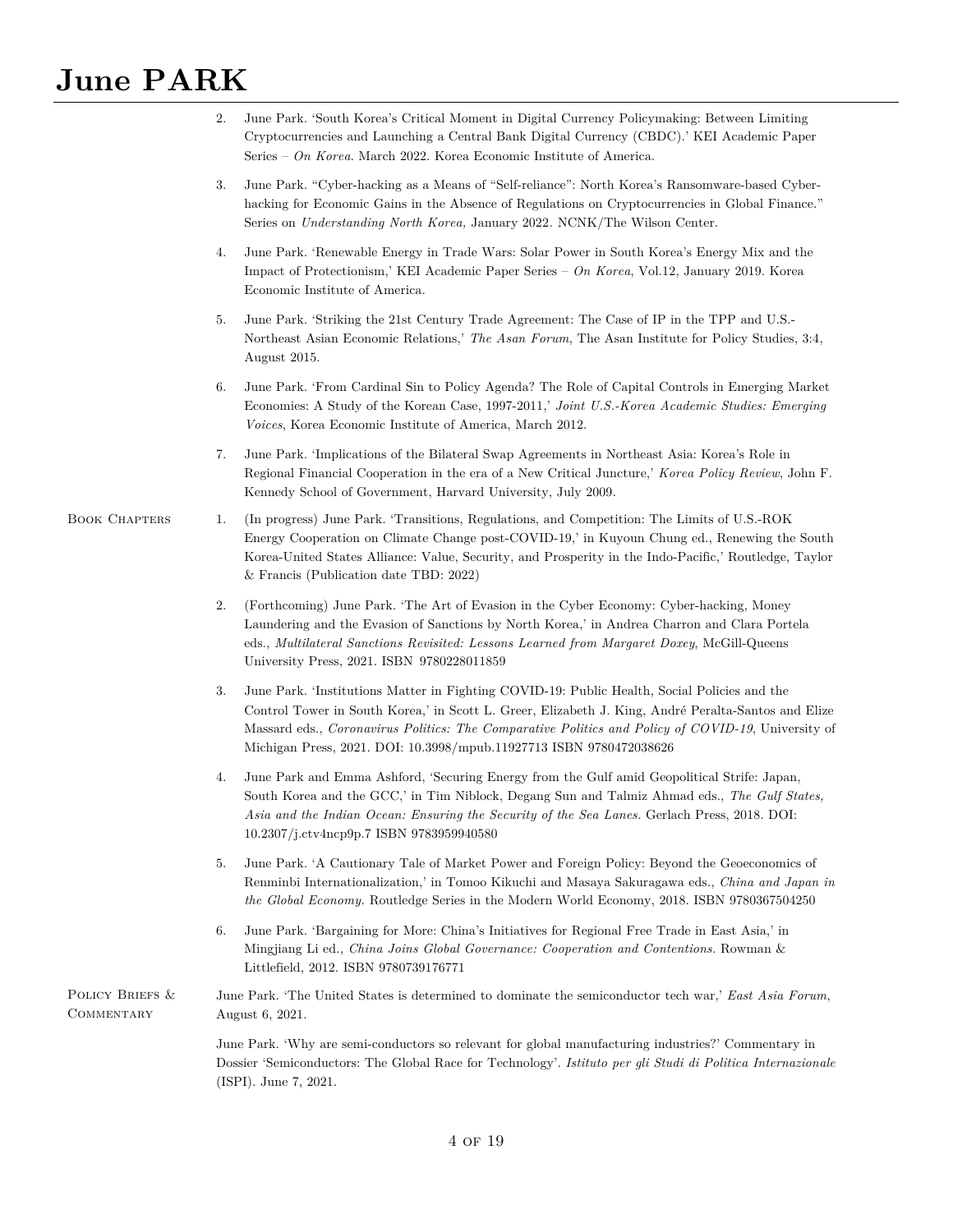2. June Park. 'South Korea's Critical Moment in Digital Currency Policymaking: Between Limiting Cryptocurrencies and Launching a Central Bank Digital Currency (CBDC).' KEI Academic Paper Series – *On Korea*. March 2022. Korea Economic Institute of America.

3. June Park. "Cyber-hacking as a Means of "Self-reliance": North Korea's Ransomware-based Cyber-hacking for Economic Gains in the Absence of Regulations on Cryptocurrencies in Global Finance." Series on *Understanding North Korea,* January 2022. NCNK/The Wilson Center.

4. June Park. 'Renewable Energy in Trade Wars: Solar Power in South Korea's Energy Mix and the Impact of Protectionism,' KEI Academic Paper Series – *On Korea*, Vol.12, January 2019. Korea Economic Institute of America.

5. June Park. 'Striking the 21st Century Trade Agreement: The Case of IP in the TPP and U.S.-Northeast Asian Economic Relations,' *The Asan Forum*, The Asan Institute for Policy Studies, 3:4, August 2015.

6. June Park. 'From Cardinal Sin to Policy Agenda? The Role of Capital Controls in Emerging Market Economies: A Study of the Korean Case, 1997-2011,' *Joint U.S.-Korea Academic Studies: Emerging Voices*, Korea Economic Institute of America, March 2012.

7. June Park. 'Implications of the Bilateral Swap Agreements in Northeast Asia: Korea's Role in Regional Financial Cooperation in the era of a New Critical Juncture,' *Korea Policy Review*, John F. Kennedy School of Government, Harvard University, July 2009.

## Book Chapters

1. (In progress) June Park. 'Transitions, Regulations, and Competition: The Limits of U.S.-ROK Energy Cooperation on Climate Change post-COVID-19,' in Kuyoun Chung ed., Renewing the South Korea-United States Alliance: Value, Security, and Prosperity in the Indo-Pacific,' Routledge, Taylor & Francis (Publication date TBD: 2022)

2. (Forthcoming) June Park. 'The Art of Evasion in the Cyber Economy: Cyber-hacking, Money Laundering and the Evasion of Sanctions by North Korea,' in Andrea Charron and Clara Portela eds., *Multilateral Sanctions Revisited: Lessons Learned from Margaret Doxey*, McGill-Queens University Press, 2021. ISBN 9780228011859

3. June Park. 'Institutions Matter in Fighting COVID-19: Public Health, Social Policies and the Control Tower in South Korea,' in Scott L. Greer, Elizabeth J. King, André Peralta-Santos and Elize Massard eds., *Coronavirus Politics: The Comparative Politics and Policy of COVID-19*, University of Michigan Press, 2021. DOI: 10.3998/mpub.11927713 ISBN 9780472038626

4. June Park and Emma Ashford, 'Securing Energy from the Gulf amid Geopolitical Strife: Japan, South Korea and the GCC,' in Tim Niblock, Degang Sun and Talmiz Ahmad eds., *The Gulf States, Asia and the Indian Ocean: Ensuring the Security of the Sea Lanes.* Gerlach Press, 2018. DOI: 10.2307/j.ctv4ncp9p.7 ISBN 9783959940580

5. June Park. 'A Cautionary Tale of Market Power and Foreign Policy: Beyond the Geoeconomics of Renminbi Internationalization,' in Tomoo Kikuchi and Masaya Sakuragawa eds., *China and Japan in the Global Economy.* Routledge Series in the Modern World Economy, 2018. ISBN 9780367504250

6. June Park. 'Bargaining for More: China's Initiatives for Regional Free Trade in East Asia,' in Mingjiang Li ed., *China Joins Global Governance: Cooperation and Contentions.* Rowman & Littlefield, 2012. ISBN 9780739176771

## Policy Briefs & Commentary

June Park. 'The United States is determined to dominate the semiconductor tech war,' *East Asia Forum*, August 6, 2021.

June Park. 'Why are semi-conductors so relevant for global manufacturing industries?' Commentary in Dossier 'Semiconductors: The Global Race for Technology'. *Istituto per gli Studi di Politica Internazionale* (ISPI). June 7, 2021.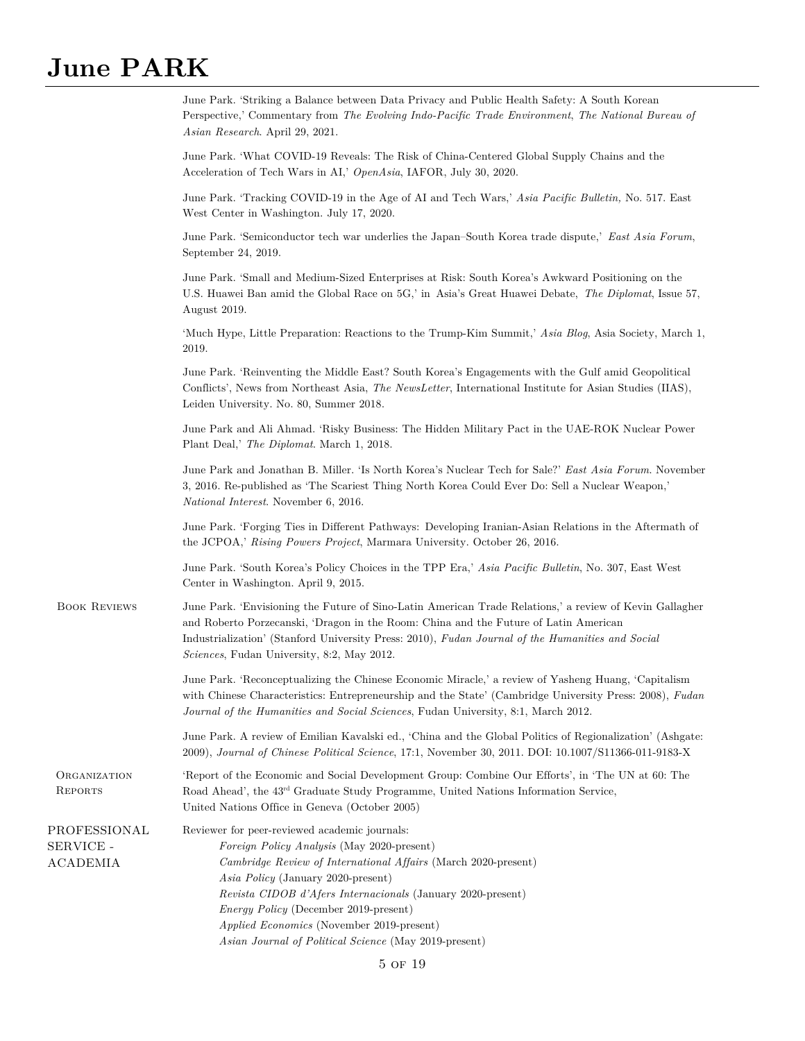June Park. 'Striking a Balance between Data Privacy and Public Health Safety: A South Korean Perspective,' Commentary from *The Evolving Indo-Pacific Trade Environment*, *The National Bureau of Asian Research*. April 29, 2021.

June Park. 'What COVID-19 Reveals: The Risk of China-Centered Global Supply Chains and the Acceleration of Tech Wars in AI,' *OpenAsia*, IAFOR, July 30, 2020.

June Park. 'Tracking COVID-19 in the Age of AI and Tech Wars,' *Asia Pacific Bulletin,* No. 517. East West Center in Washington. July 17, 2020.

June Park. 'Semiconductor tech war underlies the Japan–South Korea trade dispute,' *East Asia Forum*, September 24, 2019.

June Park. 'Small and Medium-Sized Enterprises at Risk: South Korea's Awkward Positioning on the U.S. Huawei Ban amid the Global Race on 5G,' in Asia's Great Huawei Debate, *The Diplomat*, Issue 57, August 2019.

'Much Hype, Little Preparation: Reactions to the Trump-Kim Summit,' *Asia Blog*, Asia Society, March 1, 2019.

June Park. 'Reinventing the Middle East? South Korea's Engagements with the Gulf amid Geopolitical Conflicts', News from Northeast Asia, *The NewsLetter*, International Institute for Asian Studies (IIAS), Leiden University. No. 80, Summer 2018.

June Park and Ali Ahmad. 'Risky Business: The Hidden Military Pact in the UAE-ROK Nuclear Power Plant Deal,' *The Diplomat*. March 1, 2018.

June Park and Jonathan B. Miller. 'Is North Korea's Nuclear Tech for Sale?' *East Asia Forum*. November 3, 2016. Re-published as 'The Scariest Thing North Korea Could Ever Do: Sell a Nuclear Weapon,' *National Interest*. November 6, 2016.

June Park. 'Forging Ties in Different Pathways: Developing Iranian-Asian Relations in the Aftermath of the JCPOA,' *Rising Powers Project*, Marmara University. October 26, 2016.

June Park. 'South Korea's Policy Choices in the TPP Era,' *Asia Pacific Bulletin*, No. 307, East West Center in Washington. April 9, 2015.

## Book Reviews

June Park. 'Envisioning the Future of Sino-Latin American Trade Relations,' a review of Kevin Gallagher and Roberto Porzecanski, 'Dragon in the Room: China and the Future of Latin American Industrialization' (Stanford University Press: 2010), *Fudan Journal of the Humanities and Social Sciences*, Fudan University, 8:2, May 2012.

June Park. 'Reconceptualizing the Chinese Economic Miracle,' a review of Yasheng Huang, 'Capitalism with Chinese Characteristics: Entrepreneurship and the State' (Cambridge University Press: 2008), *Fudan Journal of the Humanities and Social Sciences*, Fudan University, 8:1, March 2012.

June Park. A review of Emilian Kavalski ed., 'China and the Global Politics of Regionalization' (Ashgate: 2009), *Journal of Chinese Political Science*, 17:1, November 30, 2011. DOI: 10.1007/S11366-011-9183-X

## Organization Reports

'Report of the Economic and Social Development Group: Combine Our Efforts', in 'The UN at 60: The Road Ahead', the 43rd Graduate Study Programme, United Nations Information Service, United Nations Office in Geneva (October 2005)

## PROFESSIONAL SERVICE - ACADEMIA

Reviewer for peer-reviewed academic journals:

- *Foreign Policy Analysis* (May 2020-present)
- *Cambridge Review of International Affairs* (March 2020-present)
- *Asia Policy* (January 2020-present)
- *Revista CIDOB d'Afers Internacionals* (January 2020-present)
- *Energy Policy* (December 2019-present)
- *Applied Economics* (November 2019-present)
- *Asian Journal of Political Science* (May 2019-present)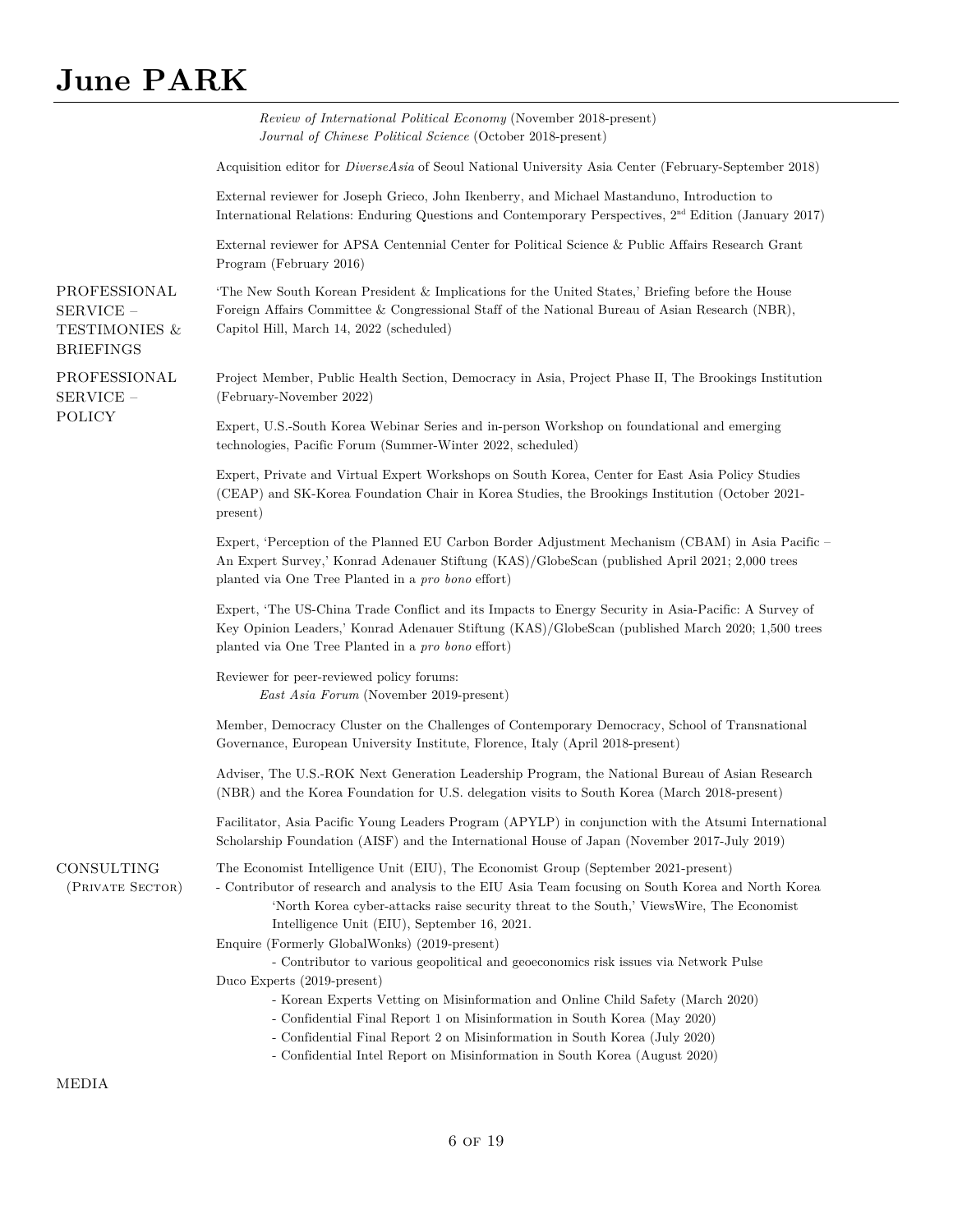*Review of International Political Economy* (November 2018-present)
*Journal of Chinese Political Science* (October 2018-present)

Acquisition editor for *DiverseAsia* of Seoul National University Asia Center (February-September 2018)

External reviewer for Joseph Grieco, John Ikenberry, and Michael Mastanduno, Introduction to International Relations: Enduring Questions and Contemporary Perspectives, 2nd Edition (January 2017)

External reviewer for APSA Centennial Center for Political Science & Public Affairs Research Grant Program (February 2016)

## PROFESSIONAL SERVICE – TESTIMONIES & BRIEFINGS

'The New South Korean President & Implications for the United States,' Briefing before the House Foreign Affairs Committee & Congressional Staff of the National Bureau of Asian Research (NBR), Capitol Hill, March 14, 2022 (scheduled)

## PROFESSIONAL SERVICE – POLICY

Project Member, Public Health Section, Democracy in Asia, Project Phase II, The Brookings Institution (February-November 2022)

Expert, U.S.-South Korea Webinar Series and in-person Workshop on foundational and emerging technologies, Pacific Forum (Summer-Winter 2022, scheduled)

Expert, Private and Virtual Expert Workshops on South Korea, Center for East Asia Policy Studies (CEAP) and SK-Korea Foundation Chair in Korea Studies, the Brookings Institution (October 2021-present)

Expert, 'Perception of the Planned EU Carbon Border Adjustment Mechanism (CBAM) in Asia Pacific – An Expert Survey,' Konrad Adenauer Stiftung (KAS)/GlobeScan (published April 2021; 2,000 trees planted via One Tree Planted in a *pro bono* effort)

Expert, 'The US-China Trade Conflict and its Impacts to Energy Security in Asia-Pacific: A Survey of Key Opinion Leaders,' Konrad Adenauer Stiftung (KAS)/GlobeScan (published March 2020; 1,500 trees planted via One Tree Planted in a *pro bono* effort)

Reviewer for peer-reviewed policy forums:
*East Asia Forum* (November 2019-present)

Member, Democracy Cluster on the Challenges of Contemporary Democracy, School of Transnational Governance, European University Institute, Florence, Italy (April 2018-present)

Adviser, The U.S.-ROK Next Generation Leadership Program, the National Bureau of Asian Research (NBR) and the Korea Foundation for U.S. delegation visits to South Korea (March 2018-present)

Facilitator, Asia Pacific Young Leaders Program (APYLP) in conjunction with the Atsumi International Scholarship Foundation (AISF) and the International House of Japan (November 2017-July 2019)

## CONSULTING (PRIVATE SECTOR)

The Economist Intelligence Unit (EIU), The Economist Group (September 2021-present)
- Contributor of research and analysis to the EIU Asia Team focusing on South Korea and North Korea
  'North Korea cyber-attacks raise security threat to the South,' ViewsWire, The Economist Intelligence Unit (EIU), September 16, 2021.

Enquire (Formerly GlobalWonks) (2019-present)
- Contributor to various geopolitical and geoeconomics risk issues via Network Pulse

Duco Experts (2019-present)
- Korean Experts Vetting on Misinformation and Online Child Safety (March 2020)
- Confidential Final Report 1 on Misinformation in South Korea (May 2020)
- Confidential Final Report 2 on Misinformation in South Korea (July 2020)
- Confidential Intel Report on Misinformation in South Korea (August 2020)

## MEDIA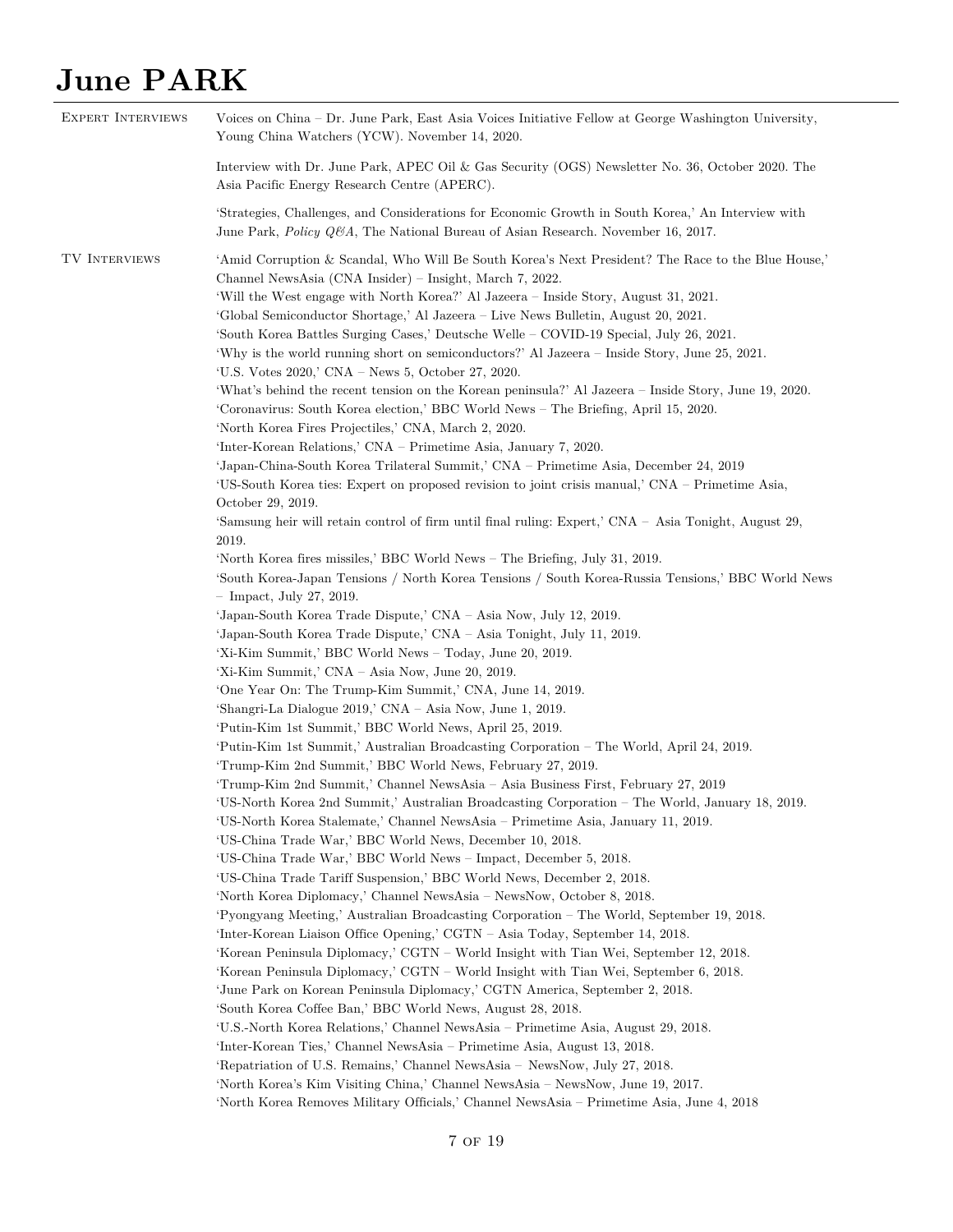# June PARK

## Expert Interviews

Voices on China – Dr. June Park, East Asia Voices Initiative Fellow at George Washington University, Young China Watchers (YCW). November 14, 2020.

Interview with Dr. June Park, APEC Oil & Gas Security (OGS) Newsletter No. 36, October 2020. The Asia Pacific Energy Research Centre (APERC).

'Strategies, Challenges, and Considerations for Economic Growth in South Korea,' An Interview with June Park, *Policy Q&A*, The National Bureau of Asian Research. November 16, 2017.

## TV Interviews

'Amid Corruption & Scandal, Who Will Be South Korea's Next President? The Race to the Blue House,' Channel NewsAsia (CNA Insider) – Insight, March 7, 2022.
'Will the West engage with North Korea?' Al Jazeera – Inside Story, August 31, 2021.
'Global Semiconductor Shortage,' Al Jazeera – Live News Bulletin, August 20, 2021.
'South Korea Battles Surging Cases,' Deutsche Welle – COVID-19 Special, July 26, 2021.
'Why is the world running short on semiconductors?' Al Jazeera – Inside Story, June 25, 2021.
'U.S. Votes 2020,' CNA – News 5, October 27, 2020.
'What's behind the recent tension on the Korean peninsula?' Al Jazeera – Inside Story, June 19, 2020.
'Coronavirus: South Korea election,' BBC World News – The Briefing, April 15, 2020.
'North Korea Fires Projectiles,' CNA, March 2, 2020.
'Inter-Korean Relations,' CNA – Primetime Asia, January 7, 2020.
'Japan-China-South Korea Trilateral Summit,' CNA – Primetime Asia, December 24, 2019
'US-South Korea ties: Expert on proposed revision to joint crisis manual,' CNA – Primetime Asia, October 29, 2019.
'Samsung heir will retain control of firm until final ruling: Expert,' CNA – Asia Tonight, August 29, 2019.
'North Korea fires missiles,' BBC World News – The Briefing, July 31, 2019.
'South Korea-Japan Tensions / North Korea Tensions / South Korea-Russia Tensions,' BBC World News – Impact, July 27, 2019.
'Japan-South Korea Trade Dispute,' CNA – Asia Now, July 12, 2019.
'Japan-South Korea Trade Dispute,' CNA – Asia Tonight, July 11, 2019.
'Xi-Kim Summit,' BBC World News – Today, June 20, 2019.
'Xi-Kim Summit,' CNA – Asia Now, June 20, 2019.
'One Year On: The Trump-Kim Summit,' CNA, June 14, 2019.
'Shangri-La Dialogue 2019,' CNA – Asia Now, June 1, 2019.
'Putin-Kim 1st Summit,' BBC World News, April 25, 2019.
'Putin-Kim 1st Summit,' Australian Broadcasting Corporation – The World, April 24, 2019.
'Trump-Kim 2nd Summit,' BBC World News, February 27, 2019.
'Trump-Kim 2nd Summit,' Channel NewsAsia – Asia Business First, February 27, 2019
'US-North Korea 2nd Summit,' Australian Broadcasting Corporation – The World, January 18, 2019.
'US-North Korea Stalemate,' Channel NewsAsia – Primetime Asia, January 11, 2019.
'US-China Trade War,' BBC World News, December 10, 2018.
'US-China Trade War,' BBC World News – Impact, December 5, 2018.
'US-China Trade Tariff Suspension,' BBC World News, December 2, 2018.
'North Korea Diplomacy,' Channel NewsAsia – NewsNow, October 8, 2018.
'Pyongyang Meeting,' Australian Broadcasting Corporation – The World, September 19, 2018.
'Inter-Korean Liaison Office Opening,' CGTN – Asia Today, September 14, 2018.
'Korean Peninsula Diplomacy,' CGTN – World Insight with Tian Wei, September 12, 2018.
'Korean Peninsula Diplomacy,' CGTN – World Insight with Tian Wei, September 6, 2018.
'June Park on Korean Peninsula Diplomacy,' CGTN America, September 2, 2018.
'South Korea Coffee Ban,' BBC World News, August 28, 2018.
'U.S.-North Korea Relations,' Channel NewsAsia – Primetime Asia, August 29, 2018.
'Inter-Korean Ties,' Channel NewsAsia – Primetime Asia, August 13, 2018.
'Repatriation of U.S. Remains,' Channel NewsAsia – NewsNow, July 27, 2018.
'North Korea's Kim Visiting China,' Channel NewsAsia – NewsNow, June 19, 2017.
'North Korea Removes Military Officials,' Channel NewsAsia – Primetime Asia, June 4, 2018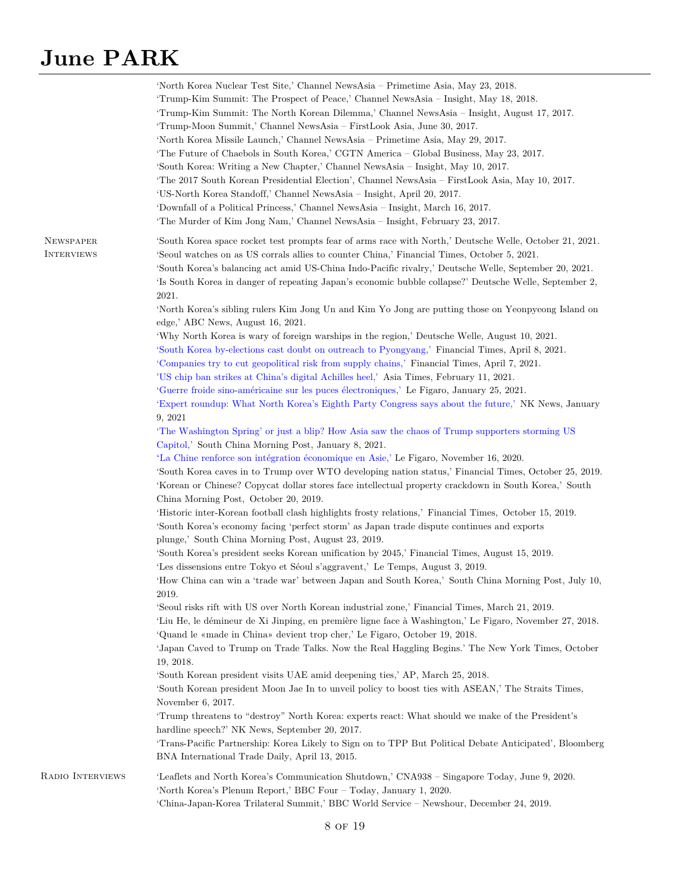'North Korea Nuclear Test Site,' Channel NewsAsia – Primetime Asia, May 23, 2018.
'Trump-Kim Summit: The Prospect of Peace,' Channel NewsAsia – Insight, May 18, 2018.
'Trump-Kim Summit: The North Korean Dilemma,' Channel NewsAsia – Insight, August 17, 2017.
'Trump-Moon Summit,' Channel NewsAsia – FirstLook Asia, June 30, 2017.
'North Korea Missile Launch,' Channel NewsAsia – Primetime Asia, May 29, 2017.
'The Future of Chaebols in South Korea,' CGTN America – Global Business, May 23, 2017.
'South Korea: Writing a New Chapter,' Channel NewsAsia – Insight, May 10, 2017.
'The 2017 South Korean Presidential Election', Channel NewsAsia – FirstLook Asia, May 10, 2017.
'US-North Korea Standoff,' Channel NewsAsia – Insight, April 20, 2017.
'Downfall of a Political Princess,' Channel NewsAsia – Insight, March 16, 2017.
'The Murder of Kim Jong Nam,' Channel NewsAsia – Insight, February 23, 2017.

**Newspaper Interviews**

'South Korea space rocket test prompts fear of arms race with North,' Deutsche Welle, October 21, 2021.
'Seoul watches on as US corrals allies to counter China,' Financial Times, October 5, 2021.
'South Korea's balancing act amid US-China Indo-Pacific rivalry,' Deutsche Welle, September 20, 2021.
'Is South Korea in danger of repeating Japan's economic bubble collapse?' Deutsche Welle, September 2, 2021.
'North Korea's sibling rulers Kim Jong Un and Kim Yo Jong are putting those on Yeonpyeong Island on edge,' ABC News, August 16, 2021.
'Why North Korea is wary of foreign warships in the region,' Deutsche Welle, August 10, 2021.
'South Korea by-elections cast doubt on outreach to Pyongyang,' Financial Times, April 8, 2021.
'Companies try to cut geopolitical risk from supply chains,' Financial Times, April 7, 2021.
'US chip ban strikes at China's digital Achilles heel,' Asia Times, February 11, 2021.
'Guerre froide sino-américaine sur les puces électroniques,' Le Figaro, January 25, 2021.
'Expert roundup: What North Korea's Eighth Party Congress says about the future,' NK News, January 9, 2021
'The Washington Spring' or just a blip? How Asia saw the chaos of Trump supporters storming US Capitol,' South China Morning Post, January 8, 2021.
'La Chine renforce son intégration économique en Asie,' Le Figaro, November 16, 2020.
'South Korea caves in to Trump over WTO developing nation status,' Financial Times, October 25, 2019.
'Korean or Chinese? Copycat dollar stores face intellectual property crackdown in South Korea,' South China Morning Post, October 20, 2019.
'Historic inter-Korean football clash highlights frosty relations,' Financial Times, October 15, 2019.
'South Korea's economy facing 'perfect storm' as Japan trade dispute continues and exports plunge,' South China Morning Post, August 23, 2019.
'South Korea's president seeks Korean unification by 2045,' Financial Times, August 15, 2019.
'Les dissensions entre Tokyo et Séoul s'aggravent,' Le Temps, August 3, 2019.
'How China can win a 'trade war' between Japan and South Korea,' South China Morning Post, July 10, 2019.
'Seoul risks rift with US over North Korean industrial zone,' Financial Times, March 21, 2019.
'Liu He, le démineur de Xi Jinping, en première ligne face à Washington,' Le Figaro, November 27, 2018.
'Quand le «made in China» devient trop cher,' Le Figaro, October 19, 2018.
'Japan Caved to Trump on Trade Talks. Now the Real Haggling Begins.' The New York Times, October 19, 2018.
'South Korean president visits UAE amid deepening ties,' AP, March 25, 2018.
'South Korean president Moon Jae In to unveil policy to boost ties with ASEAN,' The Straits Times, November 6, 2017.
'Trump threatens to "destroy" North Korea: experts react: What should we make of the President's hardline speech?' NK News, September 20, 2017.
'Trans-Pacific Partnership: Korea Likely to Sign on to TPP But Political Debate Anticipated', Bloomberg BNA International Trade Daily, April 13, 2015.

**Radio Interviews**

'Leaflets and North Korea's Communication Shutdown,' CNA938 – Singapore Today, June 9, 2020.
'North Korea's Plenum Report,' BBC Four – Today, January 1, 2020.
'China-Japan-Korea Trilateral Summit,' BBC World Service – Newshour, December 24, 2019.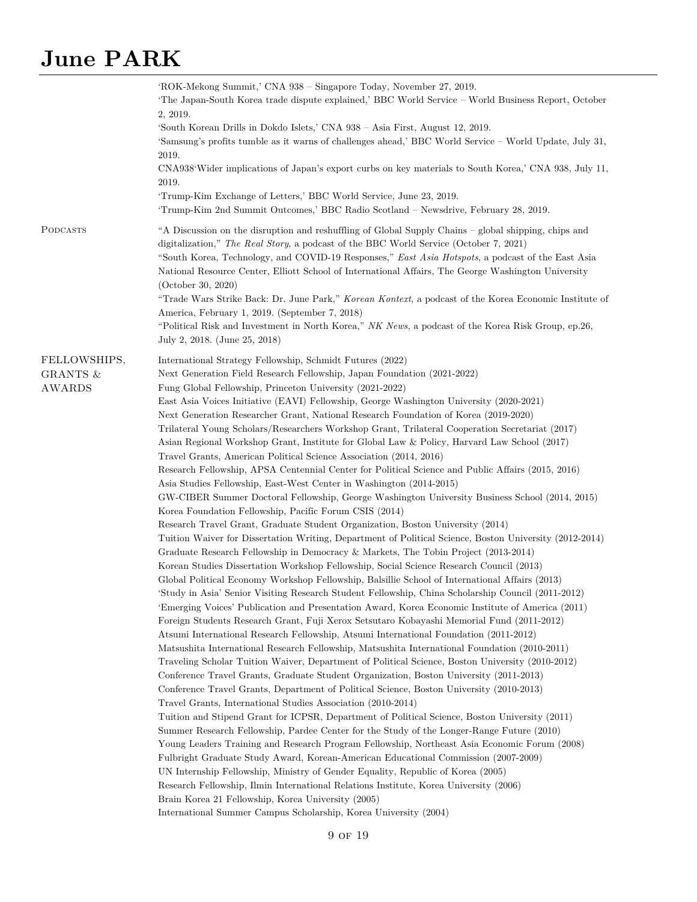'ROK-Mekong Summit,' CNA 938 – Singapore Today, November 27, 2019.

'The Japan-South Korea trade dispute explained,' BBC World Service – World Business Report, October 2, 2019.

'South Korean Drills in Dokdo Islets,' CNA 938 – Asia First, August 12, 2019.

'Samsung's profits tumble as it warns of challenges ahead,' BBC World Service – World Update, July 31, 2019.

CNA938'Wider implications of Japan's export curbs on key materials to South Korea,' CNA 938, July 11, 2019.

'Trump-Kim Exchange of Letters,' BBC World Service, June 23, 2019.

'Trump-Kim 2nd Summit Outcomes,' BBC Radio Scotland – Newsdrive, February 28, 2019.

## Podcasts

"A Discussion on the disruption and reshuffling of Global Supply Chains – global shipping, chips and digitalization," *The Real Story*, a podcast of the BBC World Service (October 7, 2021)

"South Korea, Technology, and COVID-19 Responses," *East Asia Hotspots*, a podcast of the East Asia National Resource Center, Elliott School of International Affairs, The George Washington University (October 30, 2020)

"Trade Wars Strike Back: Dr. June Park," *Korean Kontext*, a podcast of the Korea Economic Institute of America, February 1, 2019. (September 7, 2018)

"Political Risk and Investment in North Korea," *NK News*, a podcast of the Korea Risk Group, ep.26, July 2, 2018. (June 25, 2018)

## Fellowships, Grants & Awards

International Strategy Fellowship, Schmidt Futures (2022)

Next Generation Field Research Fellowship, Japan Foundation (2021-2022)

Fung Global Fellowship, Princeton University (2021-2022)

East Asia Voices Initiative (EAVI) Fellowship, George Washington University (2020-2021)

Next Generation Researcher Grant, National Research Foundation of Korea (2019-2020)

Trilateral Young Scholars/Researchers Workshop Grant, Trilateral Cooperation Secretariat (2017)

Asian Regional Workshop Grant, Institute for Global Law & Policy, Harvard Law School (2017)

Travel Grants, American Political Science Association (2014, 2016)

Research Fellowship, APSA Centennial Center for Political Science and Public Affairs (2015, 2016)

Asia Studies Fellowship, East-West Center in Washington (2014-2015)

GW-CIBER Summer Doctoral Fellowship, George Washington University Business School (2014, 2015)

Korea Foundation Fellowship, Pacific Forum CSIS (2014)

Research Travel Grant, Graduate Student Organization, Boston University (2014)

Tuition Waiver for Dissertation Writing, Department of Political Science, Boston University (2012-2014)

Graduate Research Fellowship in Democracy & Markets, The Tobin Project (2013-2014)

Korean Studies Dissertation Workshop Fellowship, Social Science Research Council (2013)

Global Political Economy Workshop Fellowship, Balsillie School of International Affairs (2013)

'Study in Asia' Senior Visiting Research Student Fellowship, China Scholarship Council (2011-2012)

'Emerging Voices' Publication and Presentation Award, Korea Economic Institute of America (2011)

Foreign Students Research Grant, Fuji Xerox Setsutaro Kobayashi Memorial Fund (2011-2012)

Atsumi International Research Fellowship, Atsumi International Foundation (2011-2012)

Matsushita International Research Fellowship, Matsushita International Foundation (2010-2011)

Traveling Scholar Tuition Waiver, Department of Political Science, Boston University (2010-2012)

Conference Travel Grants, Graduate Student Organization, Boston University (2011-2013)

Conference Travel Grants, Department of Political Science, Boston University (2010-2013)

Travel Grants, International Studies Association (2010-2014)

Tuition and Stipend Grant for ICPSR, Department of Political Science, Boston University (2011)

Summer Research Fellowship, Pardee Center for the Study of the Longer-Range Future (2010)

Young Leaders Training and Research Program Fellowship, Northeast Asia Economic Forum (2008)

Fulbright Graduate Study Award, Korean-American Educational Commission (2007-2009)

UN Internship Fellowship, Ministry of Gender Equality, Republic of Korea (2005)

Research Fellowship, Ilmin International Relations Institute, Korea University (2006)

Brain Korea 21 Fellowship, Korea University (2005)

International Summer Campus Scholarship, Korea University (2004)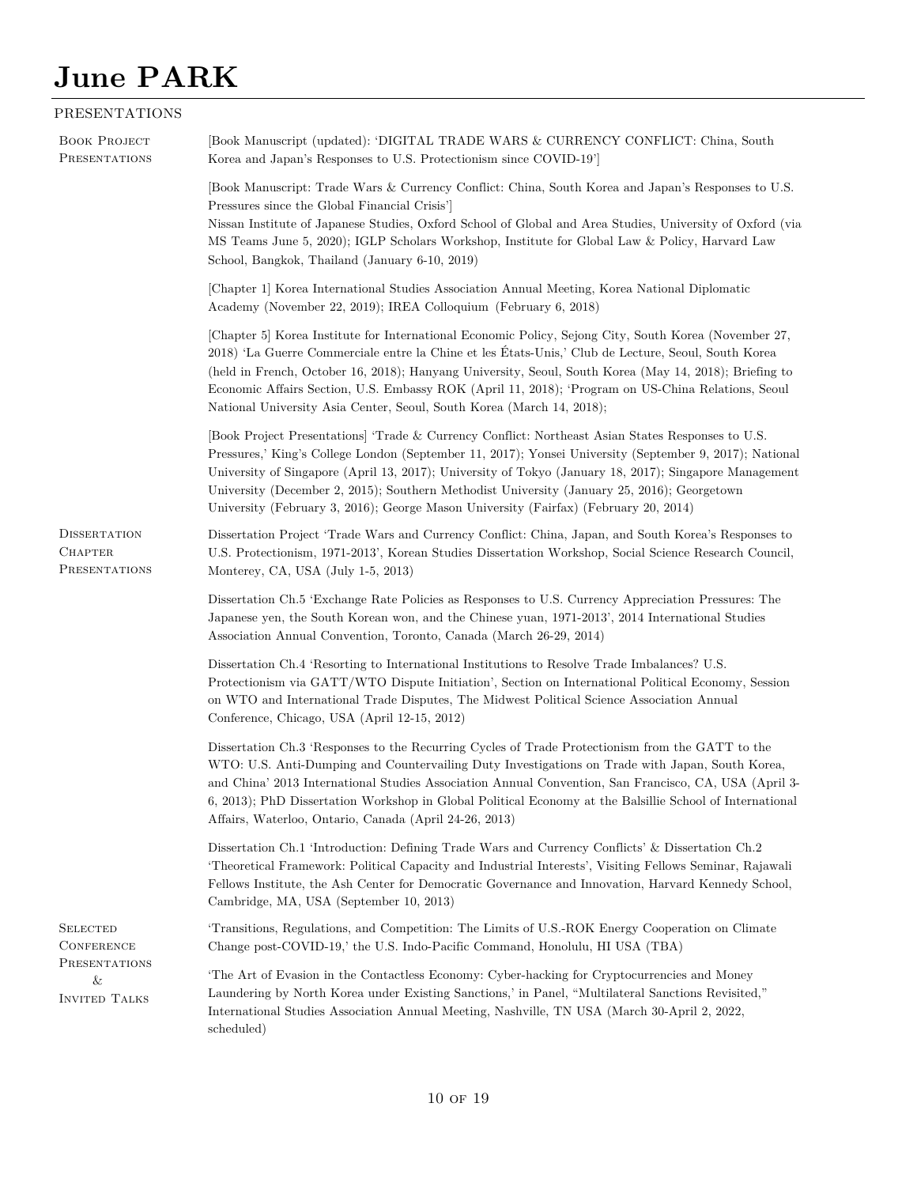## PRESENTATIONS

### Book Project Presentations

[Book Manuscript (updated): 'DIGITAL TRADE WARS & CURRENCY CONFLICT: China, South Korea and Japan's Responses to U.S. Protectionism since COVID-19']

[Book Manuscript: Trade Wars & Currency Conflict: China, South Korea and Japan's Responses to U.S. Pressures since the Global Financial Crisis']
Nissan Institute of Japanese Studies, Oxford School of Global and Area Studies, University of Oxford (via MS Teams June 5, 2020); IGLP Scholars Workshop, Institute for Global Law & Policy, Harvard Law School, Bangkok, Thailand (January 6-10, 2019)

[Chapter 1] Korea International Studies Association Annual Meeting, Korea National Diplomatic Academy (November 22, 2019); IREA Colloquium (February 6, 2018)

[Chapter 5] Korea Institute for International Economic Policy, Sejong City, South Korea (November 27, 2018) 'La Guerre Commerciale entre la Chine et les États-Unis,' Club de Lecture, Seoul, South Korea (held in French, October 16, 2018); Hanyang University, Seoul, South Korea (May 14, 2018); Briefing to Economic Affairs Section, U.S. Embassy ROK (April 11, 2018); 'Program on US-China Relations, Seoul National University Asia Center, Seoul, South Korea (March 14, 2018);

[Book Project Presentations] 'Trade & Currency Conflict: Northeast Asian States Responses to U.S. Pressures,' King's College London (September 11, 2017); Yonsei University (September 9, 2017); National University of Singapore (April 13, 2017); University of Tokyo (January 18, 2017); Singapore Management University (December 2, 2015); Southern Methodist University (January 25, 2016); Georgetown University (February 3, 2016); George Mason University (Fairfax) (February 20, 2014)

### Dissertation Chapter Presentations

Dissertation Project 'Trade Wars and Currency Conflict: China, Japan, and South Korea's Responses to U.S. Protectionism, 1971-2013', Korean Studies Dissertation Workshop, Social Science Research Council, Monterey, CA, USA (July 1-5, 2013)

Dissertation Ch.5 'Exchange Rate Policies as Responses to U.S. Currency Appreciation Pressures: The Japanese yen, the South Korean won, and the Chinese yuan, 1971-2013', 2014 International Studies Association Annual Convention, Toronto, Canada (March 26-29, 2014)

Dissertation Ch.4 'Resorting to International Institutions to Resolve Trade Imbalances? U.S. Protectionism via GATT/WTO Dispute Initiation', Section on International Political Economy, Session on WTO and International Trade Disputes, The Midwest Political Science Association Annual Conference, Chicago, USA (April 12-15, 2012)

Dissertation Ch.3 'Responses to the Recurring Cycles of Trade Protectionism from the GATT to the WTO: U.S. Anti-Dumping and Countervailing Duty Investigations on Trade with Japan, South Korea, and China' 2013 International Studies Association Annual Convention, San Francisco, CA, USA (April 3-6, 2013); PhD Dissertation Workshop in Global Political Economy at the Balsillie School of International Affairs, Waterloo, Ontario, Canada (April 24-26, 2013)

Dissertation Ch.1 'Introduction: Defining Trade Wars and Currency Conflicts' & Dissertation Ch.2 'Theoretical Framework: Political Capacity and Industrial Interests', Visiting Fellows Seminar, Rajawali Fellows Institute, the Ash Center for Democratic Governance and Innovation, Harvard Kennedy School, Cambridge, MA, USA (September 10, 2013)

### Selected Conference Presentations & Invited Talks

'Transitions, Regulations, and Competition: The Limits of U.S.-ROK Energy Cooperation on Climate Change post-COVID-19,' the U.S. Indo-Pacific Command, Honolulu, HI USA (TBA)

'The Art of Evasion in the Contactless Economy: Cyber-hacking for Cryptocurrencies and Money Laundering by North Korea under Existing Sanctions,' in Panel, "Multilateral Sanctions Revisited," International Studies Association Annual Meeting, Nashville, TN USA (March 30-April 2, 2022, scheduled)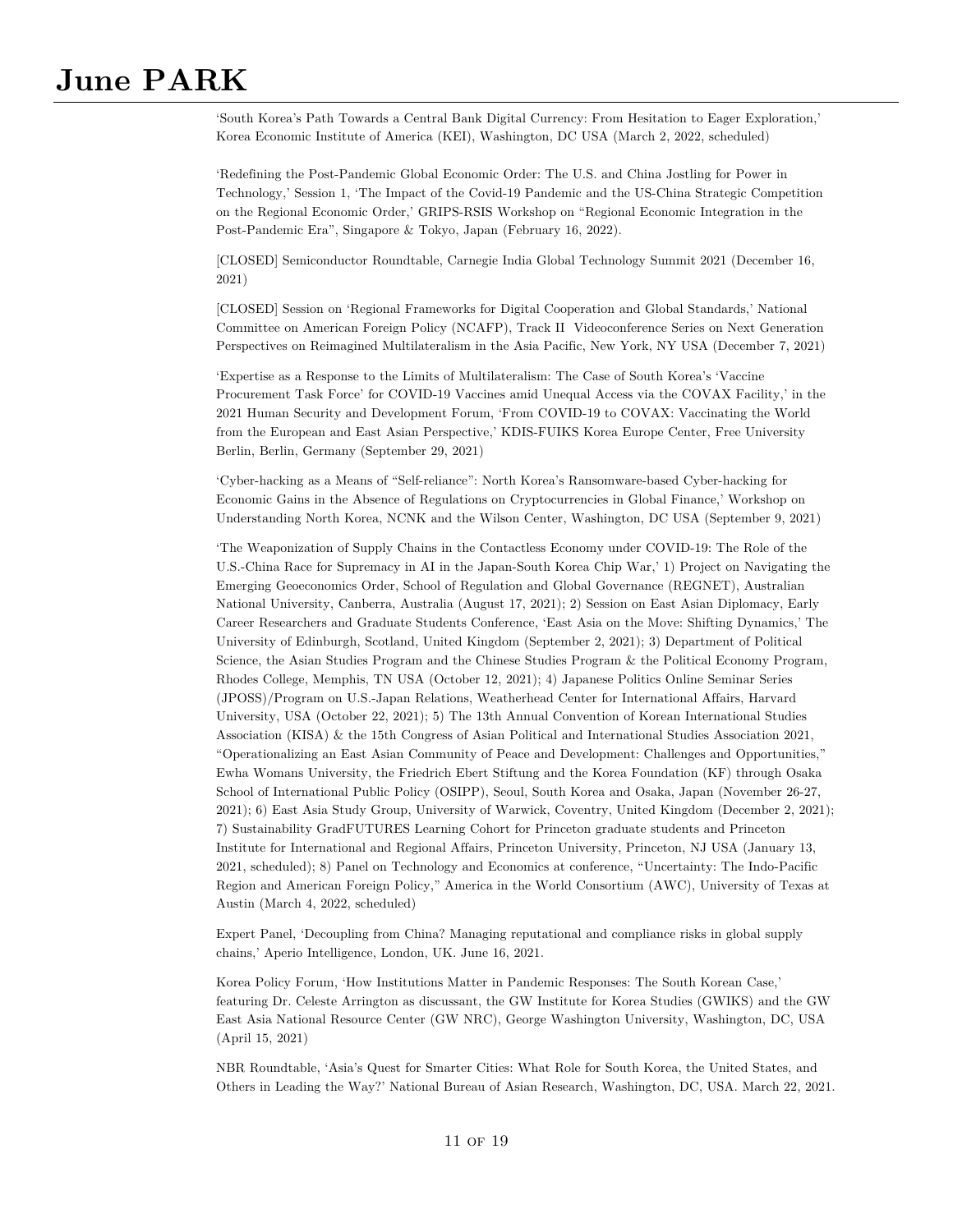'South Korea's Path Towards a Central Bank Digital Currency: From Hesitation to Eager Exploration,' Korea Economic Institute of America (KEI), Washington, DC USA (March 2, 2022, scheduled)

'Redefining the Post-Pandemic Global Economic Order: The U.S. and China Jostling for Power in Technology,' Session 1, 'The Impact of the Covid-19 Pandemic and the US-China Strategic Competition on the Regional Economic Order,' GRIPS-RSIS Workshop on "Regional Economic Integration in the Post-Pandemic Era", Singapore & Tokyo, Japan (February 16, 2022).

[CLOSED] Semiconductor Roundtable, Carnegie India Global Technology Summit 2021 (December 16, 2021)

[CLOSED] Session on 'Regional Frameworks for Digital Cooperation and Global Standards,' National Committee on American Foreign Policy (NCAFP), Track II Videoconference Series on Next Generation Perspectives on Reimagined Multilateralism in the Asia Pacific, New York, NY USA (December 7, 2021)

'Expertise as a Response to the Limits of Multilateralism: The Case of South Korea's 'Vaccine Procurement Task Force' for COVID-19 Vaccines amid Unequal Access via the COVAX Facility,' in the 2021 Human Security and Development Forum, 'From COVID-19 to COVAX: Vaccinating the World from the European and East Asian Perspective,' KDIS-FUIKS Korea Europe Center, Free University Berlin, Berlin, Germany (September 29, 2021)

'Cyber-hacking as a Means of "Self-reliance": North Korea's Ransomware-based Cyber-hacking for Economic Gains in the Absence of Regulations on Cryptocurrencies in Global Finance,' Workshop on Understanding North Korea, NCNK and the Wilson Center, Washington, DC USA (September 9, 2021)

'The Weaponization of Supply Chains in the Contactless Economy under COVID-19: The Role of the U.S.-China Race for Supremacy in AI in the Japan-South Korea Chip War,' 1) Project on Navigating the Emerging Geoeconomics Order, School of Regulation and Global Governance (REGNET), Australian National University, Canberra, Australia (August 17, 2021); 2) Session on East Asian Diplomacy, Early Career Researchers and Graduate Students Conference, 'East Asia on the Move: Shifting Dynamics,' The University of Edinburgh, Scotland, United Kingdom (September 2, 2021); 3) Department of Political Science, the Asian Studies Program and the Chinese Studies Program & the Political Economy Program, Rhodes College, Memphis, TN USA (October 12, 2021); 4) Japanese Politics Online Seminar Series (JPOSS)/Program on U.S.-Japan Relations, Weatherhead Center for International Affairs, Harvard University, USA (October 22, 2021); 5) The 13th Annual Convention of Korean International Studies Association (KISA) & the 15th Congress of Asian Political and International Studies Association 2021, "Operationalizing an East Asian Community of Peace and Development: Challenges and Opportunities," Ewha Womans University, the Friedrich Ebert Stiftung and the Korea Foundation (KF) through Osaka School of International Public Policy (OSIPP), Seoul, South Korea and Osaka, Japan (November 26-27, 2021); 6) East Asia Study Group, University of Warwick, Coventry, United Kingdom (December 2, 2021); 7) Sustainability GradFUTURES Learning Cohort for Princeton graduate students and Princeton Institute for International and Regional Affairs, Princeton University, Princeton, NJ USA (January 13, 2021, scheduled); 8) Panel on Technology and Economics at conference, "Uncertainty: The Indo-Pacific Region and American Foreign Policy," America in the World Consortium (AWC), University of Texas at Austin (March 4, 2022, scheduled)

Expert Panel, 'Decoupling from China? Managing reputational and compliance risks in global supply chains,' Aperio Intelligence, London, UK. June 16, 2021.

Korea Policy Forum, 'How Institutions Matter in Pandemic Responses: The South Korean Case,' featuring Dr. Celeste Arrington as discussant, the GW Institute for Korea Studies (GWIKS) and the GW East Asia National Resource Center (GW NRC), George Washington University, Washington, DC, USA (April 15, 2021)

NBR Roundtable, 'Asia's Quest for Smarter Cities: What Role for South Korea, the United States, and Others in Leading the Way?' National Bureau of Asian Research, Washington, DC, USA. March 22, 2021.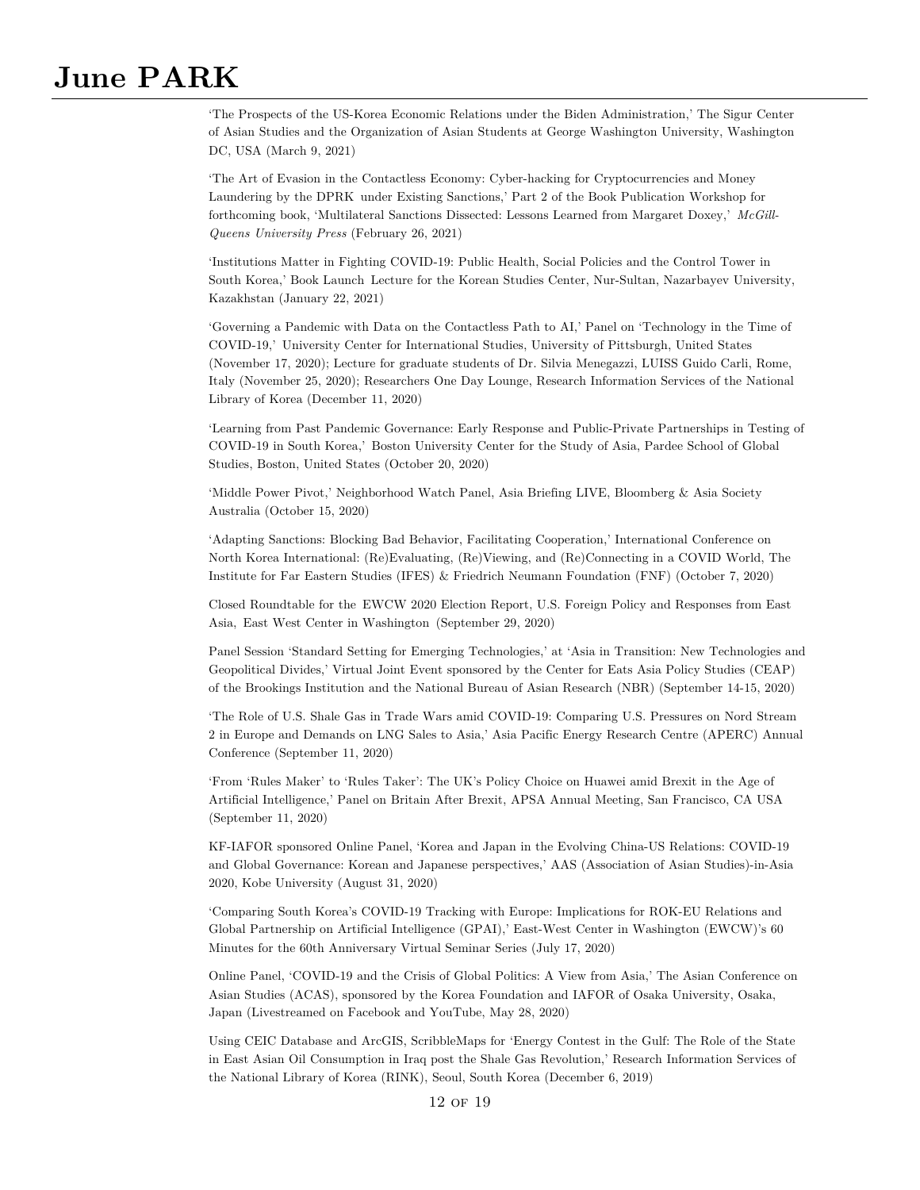‘The Prospects of the US-Korea Economic Relations under the Biden Administration,’ The Sigur Center of Asian Studies and the Organization of Asian Students at George Washington University, Washington DC, USA (March 9, 2021)

‘The Art of Evasion in the Contactless Economy: Cyber-hacking for Cryptocurrencies and Money Laundering by the DPRK under Existing Sanctions,’ Part 2 of the Book Publication Workshop for forthcoming book, ‘Multilateral Sanctions Dissected: Lessons Learned from Margaret Doxey,’ *McGill-Queens University Press* (February 26, 2021)

‘Institutions Matter in Fighting COVID-19: Public Health, Social Policies and the Control Tower in South Korea,’ Book Launch Lecture for the Korean Studies Center, Nur-Sultan, Nazarbayev University, Kazakhstan (January 22, 2021)

‘Governing a Pandemic with Data on the Contactless Path to AI,’ Panel on ‘Technology in the Time of COVID-19,’ University Center for International Studies, University of Pittsburgh, United States (November 17, 2020); Lecture for graduate students of Dr. Silvia Menegazzi, LUISS Guido Carli, Rome, Italy (November 25, 2020); Researchers One Day Lounge, Research Information Services of the National Library of Korea (December 11, 2020)

‘Learning from Past Pandemic Governance: Early Response and Public-Private Partnerships in Testing of COVID-19 in South Korea,’ Boston University Center for the Study of Asia, Pardee School of Global Studies, Boston, United States (October 20, 2020)

‘Middle Power Pivot,’ Neighborhood Watch Panel, Asia Briefing LIVE, Bloomberg & Asia Society Australia (October 15, 2020)

‘Adapting Sanctions: Blocking Bad Behavior, Facilitating Cooperation,’ International Conference on North Korea International: (Re)Evaluating, (Re)Viewing, and (Re)Connecting in a COVID World, The Institute for Far Eastern Studies (IFES) & Friedrich Neumann Foundation (FNF) (October 7, 2020)

Closed Roundtable for the EWCW 2020 Election Report, U.S. Foreign Policy and Responses from East Asia, East West Center in Washington (September 29, 2020)

Panel Session ‘Standard Setting for Emerging Technologies,’ at ‘Asia in Transition: New Technologies and Geopolitical Divides,’ Virtual Joint Event sponsored by the Center for Eats Asia Policy Studies (CEAP) of the Brookings Institution and the National Bureau of Asian Research (NBR) (September 14-15, 2020)

‘The Role of U.S. Shale Gas in Trade Wars amid COVID-19: Comparing U.S. Pressures on Nord Stream 2 in Europe and Demands on LNG Sales to Asia,’ Asia Pacific Energy Research Centre (APERC) Annual Conference (September 11, 2020)

‘From ‘Rules Maker’ to ‘Rules Taker’: The UK’s Policy Choice on Huawei amid Brexit in the Age of Artificial Intelligence,’ Panel on Britain After Brexit, APSA Annual Meeting, San Francisco, CA USA (September 11, 2020)

KF-IAFOR sponsored Online Panel, ‘Korea and Japan in the Evolving China-US Relations: COVID-19 and Global Governance: Korean and Japanese perspectives,’ AAS (Association of Asian Studies)-in-Asia 2020, Kobe University (August 31, 2020)

‘Comparing South Korea’s COVID-19 Tracking with Europe: Implications for ROK-EU Relations and Global Partnership on Artificial Intelligence (GPAI),’ East-West Center in Washington (EWCW)’s 60 Minutes for the 60th Anniversary Virtual Seminar Series (July 17, 2020)

Online Panel, ‘COVID-19 and the Crisis of Global Politics: A View from Asia,’ The Asian Conference on Asian Studies (ACAS), sponsored by the Korea Foundation and IAFOR of Osaka University, Osaka, Japan (Livestreamed on Facebook and YouTube, May 28, 2020)

Using CEIC Database and ArcGIS, ScribbleMaps for ‘Energy Contest in the Gulf: The Role of the State in East Asian Oil Consumption in Iraq post the Shale Gas Revolution,’ Research Information Services of the National Library of Korea (RINK), Seoul, South Korea (December 6, 2019)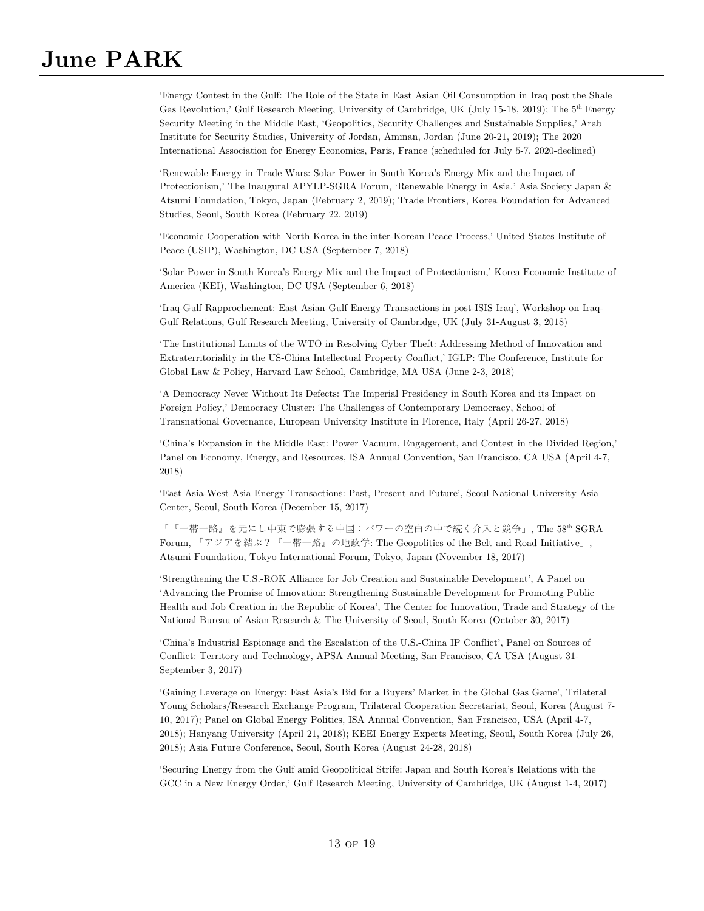'Energy Contest in the Gulf: The Role of the State in East Asian Oil Consumption in Iraq post the Shale Gas Revolution,' Gulf Research Meeting, University of Cambridge, UK (July 15-18, 2019); The 5th Energy Security Meeting in the Middle East, 'Geopolitics, Security Challenges and Sustainable Supplies,' Arab Institute for Security Studies, University of Jordan, Amman, Jordan (June 20-21, 2019); The 2020 International Association for Energy Economics, Paris, France (scheduled for July 5-7, 2020-declined)

'Renewable Energy in Trade Wars: Solar Power in South Korea's Energy Mix and the Impact of Protectionism,' The Inaugural APYLP-SGRA Forum, 'Renewable Energy in Asia,' Asia Society Japan & Atsumi Foundation, Tokyo, Japan (February 2, 2019); Trade Frontiers, Korea Foundation for Advanced Studies, Seoul, South Korea (February 22, 2019)

'Economic Cooperation with North Korea in the inter-Korean Peace Process,' United States Institute of Peace (USIP), Washington, DC USA (September 7, 2018)

'Solar Power in South Korea's Energy Mix and the Impact of Protectionism,' Korea Economic Institute of America (KEI), Washington, DC USA (September 6, 2018)

'Iraq-Gulf Rapprochement: East Asian-Gulf Energy Transactions in post-ISIS Iraq', Workshop on Iraq-Gulf Relations, Gulf Research Meeting, University of Cambridge, UK (July 31-August 3, 2018)

'The Institutional Limits of the WTO in Resolving Cyber Theft: Addressing Method of Innovation and Extraterritoriality in the US-China Intellectual Property Conflict,' IGLP: The Conference, Institute for Global Law & Policy, Harvard Law School, Cambridge, MA USA (June 2-3, 2018)

'A Democracy Never Without Its Defects: The Imperial Presidency in South Korea and its Impact on Foreign Policy,' Democracy Cluster: The Challenges of Contemporary Democracy, School of Transnational Governance, European University Institute in Florence, Italy (April 26-27, 2018)

'China's Expansion in the Middle East: Power Vacuum, Engagement, and Contest in the Divided Region,' Panel on Economy, Energy, and Resources, ISA Annual Convention, San Francisco, CA USA (April 4-7, 2018)

'East Asia-West Asia Energy Transactions: Past, Present and Future', Seoul National University Asia Center, Seoul, South Korea (December 15, 2017)

「『一帯一路』を元にし中東で膨張する中国：パワーの空白の中で続く介入と競争」, The 58th SGRA Forum, 「アジアを結ぶ？『一帯一路』の地政学: The Geopolitics of the Belt and Road Initiative」, Atsumi Foundation, Tokyo International Forum, Tokyo, Japan (November 18, 2017)

'Strengthening the U.S.-ROK Alliance for Job Creation and Sustainable Development', A Panel on 'Advancing the Promise of Innovation: Strengthening Sustainable Development for Promoting Public Health and Job Creation in the Republic of Korea', The Center for Innovation, Trade and Strategy of the National Bureau of Asian Research & The University of Seoul, South Korea (October 30, 2017)

'China's Industrial Espionage and the Escalation of the U.S.-China IP Conflict', Panel on Sources of Conflict: Territory and Technology, APSA Annual Meeting, San Francisco, CA USA (August 31-September 3, 2017)

'Gaining Leverage on Energy: East Asia's Bid for a Buyers' Market in the Global Gas Game', Trilateral Young Scholars/Research Exchange Program, Trilateral Cooperation Secretariat, Seoul, Korea (August 7-10, 2017); Panel on Global Energy Politics, ISA Annual Convention, San Francisco, USA (April 4-7, 2018); Hanyang University (April 21, 2018); KEEI Energy Experts Meeting, Seoul, South Korea (July 26, 2018); Asia Future Conference, Seoul, South Korea (August 24-28, 2018)

'Securing Energy from the Gulf amid Geopolitical Strife: Japan and South Korea's Relations with the GCC in a New Energy Order,' Gulf Research Meeting, University of Cambridge, UK (August 1-4, 2017)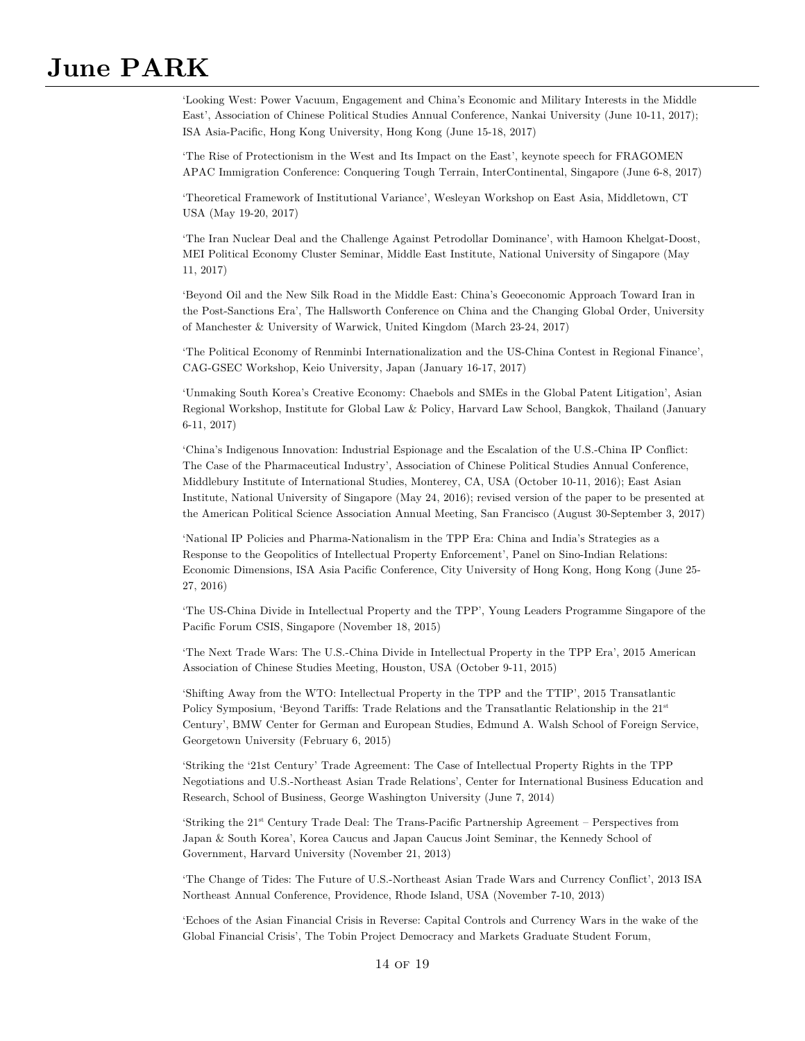'Looking West: Power Vacuum, Engagement and China's Economic and Military Interests in the Middle East', Association of Chinese Political Studies Annual Conference, Nankai University (June 10-11, 2017); ISA Asia-Pacific, Hong Kong University, Hong Kong (June 15-18, 2017)

'The Rise of Protectionism in the West and Its Impact on the East', keynote speech for FRAGOMEN APAC Immigration Conference: Conquering Tough Terrain, InterContinental, Singapore (June 6-8, 2017)

'Theoretical Framework of Institutional Variance', Wesleyan Workshop on East Asia, Middletown, CT USA (May 19-20, 2017)

'The Iran Nuclear Deal and the Challenge Against Petrodollar Dominance', with Hamoon Khelgat-Doost, MEI Political Economy Cluster Seminar, Middle East Institute, National University of Singapore (May 11, 2017)

'Beyond Oil and the New Silk Road in the Middle East: China's Geoeconomic Approach Toward Iran in the Post-Sanctions Era', The Hallsworth Conference on China and the Changing Global Order, University of Manchester & University of Warwick, United Kingdom (March 23-24, 2017)

'The Political Economy of Renminbi Internationalization and the US-China Contest in Regional Finance', CAG-GSEC Workshop, Keio University, Japan (January 16-17, 2017)

'Unmaking South Korea's Creative Economy: Chaebols and SMEs in the Global Patent Litigation', Asian Regional Workshop, Institute for Global Law & Policy, Harvard Law School, Bangkok, Thailand (January 6-11, 2017)

'China's Indigenous Innovation: Industrial Espionage and the Escalation of the U.S.-China IP Conflict: The Case of the Pharmaceutical Industry', Association of Chinese Political Studies Annual Conference, Middlebury Institute of International Studies, Monterey, CA, USA (October 10-11, 2016); East Asian Institute, National University of Singapore (May 24, 2016); revised version of the paper to be presented at the American Political Science Association Annual Meeting, San Francisco (August 30-September 3, 2017)

'National IP Policies and Pharma-Nationalism in the TPP Era: China and India's Strategies as a Response to the Geopolitics of Intellectual Property Enforcement', Panel on Sino-Indian Relations: Economic Dimensions, ISA Asia Pacific Conference, City University of Hong Kong, Hong Kong (June 25-27, 2016)

'The US-China Divide in Intellectual Property and the TPP', Young Leaders Programme Singapore of the Pacific Forum CSIS, Singapore (November 18, 2015)

'The Next Trade Wars: The U.S.-China Divide in Intellectual Property in the TPP Era', 2015 American Association of Chinese Studies Meeting, Houston, USA (October 9-11, 2015)

'Shifting Away from the WTO: Intellectual Property in the TPP and the TTIP', 2015 Transatlantic Policy Symposium, 'Beyond Tariffs: Trade Relations and the Transatlantic Relationship in the 21st Century', BMW Center for German and European Studies, Edmund A. Walsh School of Foreign Service, Georgetown University (February 6, 2015)

'Striking the '21st Century' Trade Agreement: The Case of Intellectual Property Rights in the TPP Negotiations and U.S.-Northeast Asian Trade Relations', Center for International Business Education and Research, School of Business, George Washington University (June 7, 2014)

'Striking the 21st Century Trade Deal: The Trans-Pacific Partnership Agreement – Perspectives from Japan & South Korea', Korea Caucus and Japan Caucus Joint Seminar, the Kennedy School of Government, Harvard University (November 21, 2013)

'The Change of Tides: The Future of U.S.-Northeast Asian Trade Wars and Currency Conflict', 2013 ISA Northeast Annual Conference, Providence, Rhode Island, USA (November 7-10, 2013)

'Echoes of the Asian Financial Crisis in Reverse: Capital Controls and Currency Wars in the wake of the Global Financial Crisis', The Tobin Project Democracy and Markets Graduate Student Forum,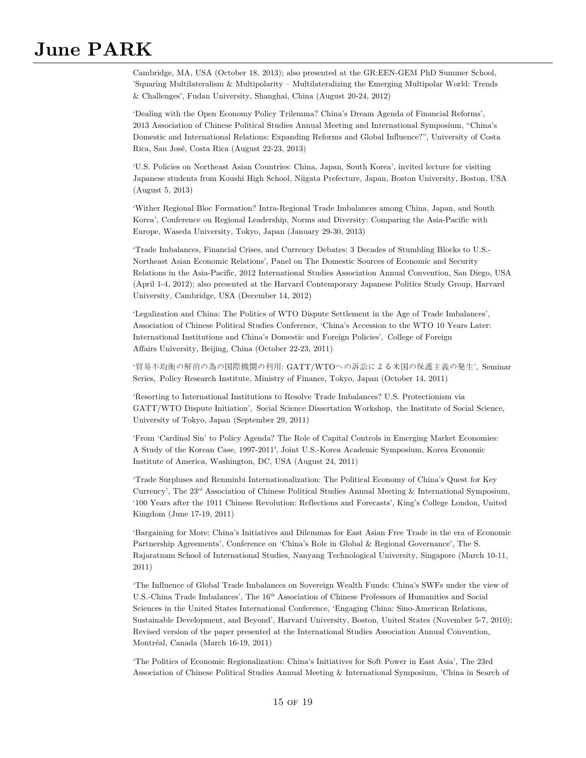Cambridge, MA, USA (October 18, 2013); also presented at the GR:EEN-GEM PhD Summer School, 'Squaring Multilateralism & Multipolarity – Multilateralizing the Emerging Multipolar World: Trends & Challenges', Fudan University, Shanghai, China (August 20-24, 2012)

'Dealing with the Open Economy Policy Trilemma? China's Dream Agenda of Financial Reforms', 2013 Association of Chinese Political Studies Annual Meeting and International Symposium, "China's Domestic and International Relations: Expanding Reforms and Global Influence?", University of Costa Rica, San José, Costa Rica (August 22-23, 2013)

'U.S. Policies on Northeast Asian Countries: China, Japan, South Korea', invited lecture for visiting Japanese students from Koushi High School, Niigata Prefecture, Japan, Boston University, Boston, USA (August 5, 2013)

'Wither Regional Bloc Formation? Intra-Regional Trade Imbalances among China, Japan, and South Korea', Conference on Regional Leadership, Norms and Diversity: Comparing the Asia-Pacific with Europe, Waseda University, Tokyo, Japan (January 29-30, 2013)

'Trade Imbalances, Financial Crises, and Currency Debates: 3 Decades of Stumbling Blocks to U.S.-Northeast Asian Economic Relations', Panel on The Domestic Sources of Economic and Security Relations in the Asia-Pacific, 2012 International Studies Association Annual Convention, San Diego, USA (April 1-4, 2012); also presented at the Harvard Contemporary Japanese Politics Study Group, Harvard University, Cambridge, USA (December 14, 2012)

'Legalization and China: The Politics of WTO Dispute Settlement in the Age of Trade Imbalances', Association of Chinese Political Studies Conference, 'China's Accession to the WTO 10 Years Later: International Institutions and China's Domestic and Foreign Policies', College of Foreign Affairs University, Beijing, China (October 22-23, 2011)

'貿易不均衡の解消の為の国際機関の利用: GATT/WTOへの訴訟による米国の保護主義の発生', Seminar Series, Policy Research Institute, Ministry of Finance, Tokyo, Japan (October 14, 2011)

'Resorting to International Institutions to Resolve Trade Imbalances? U.S. Protectionism via GATT/WTO Dispute Initiation', Social Science Dissertation Workshop, the Institute of Social Science, University of Tokyo, Japan (September 29, 2011)

'From 'Cardinal Sin' to Policy Agenda? The Role of Capital Controls in Emerging Market Economies: A Study of the Korean Case, 1997-2011', Joint U.S.-Korea Academic Symposium, Korea Economic Institute of America, Washington, DC, USA (August 24, 2011)

'Trade Surpluses and Renminbi Internationalization: The Political Economy of China's Quest for Key Currency', The 23rd Association of Chinese Political Studies Annual Meeting & International Symposium, '100 Years after the 1911 Chinese Revolution: Reflections and Forecasts', King's College London, United Kingdom (June 17-19, 2011)

'Bargaining for More: China's Initiatives and Dilemmas for East Asian Free Trade in the era of Economic Partnership Agreements', Conference on 'China's Role in Global & Regional Governance', The S. Rajaratnam School of International Studies, Nanyang Technological University, Singapore (March 10-11, 2011)

'The Influence of Global Trade Imbalances on Sovereign Wealth Funds: China's SWFs under the view of U.S.-China Trade Imbalances', The 16th Association of Chinese Professors of Humanities and Social Sciences in the United States International Conference, 'Engaging China: Sino-American Relations, Sustainable Development, and Beyond', Harvard University, Boston, United States (November 5-7, 2010); Revised version of the paper presented at the International Studies Association Annual Convention, Montréal, Canada (March 16-19, 2011)

'The Politics of Economic Regionalization: China's Initiatives for Soft Power in East Asia', The 23rd Association of Chinese Political Studies Annual Meeting & International Symposium, 'China in Search of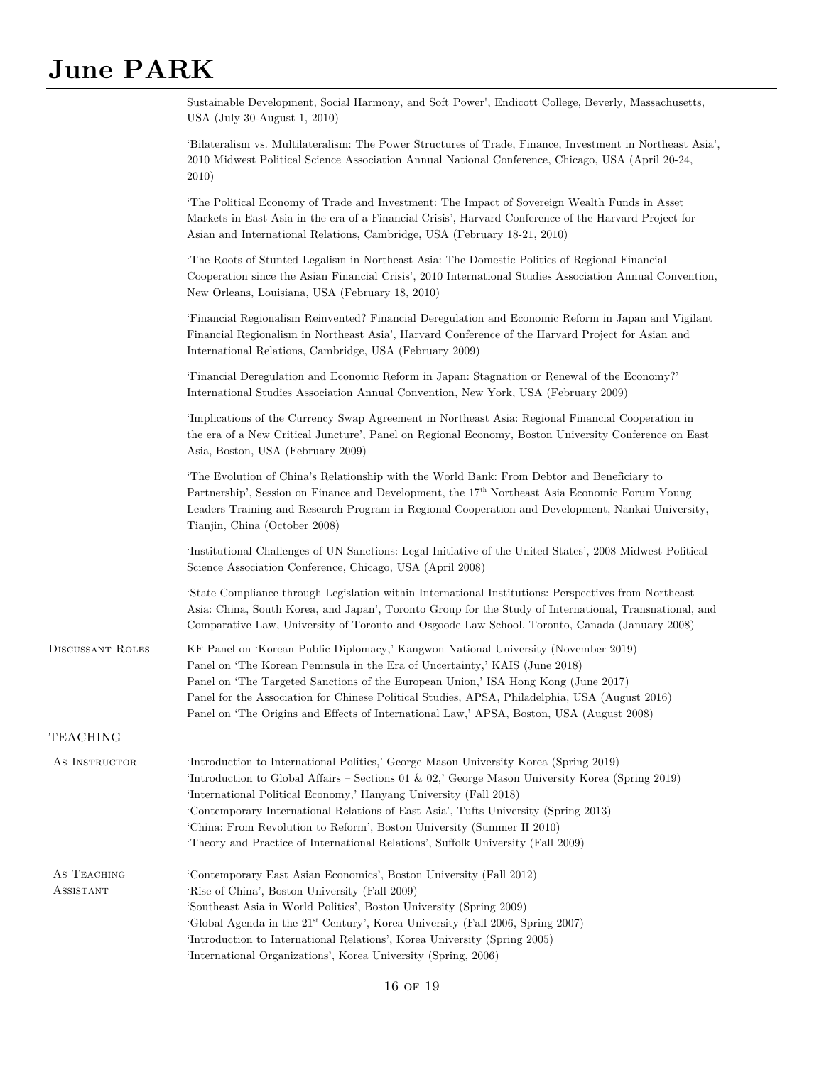Sustainable Development, Social Harmony, and Soft Power', Endicott College, Beverly, Massachusetts, USA (July 30-August 1, 2010)

'Bilateralism vs. Multilateralism: The Power Structures of Trade, Finance, Investment in Northeast Asia', 2010 Midwest Political Science Association Annual National Conference, Chicago, USA (April 20-24, 2010)

'The Political Economy of Trade and Investment: The Impact of Sovereign Wealth Funds in Asset Markets in East Asia in the era of a Financial Crisis', Harvard Conference of the Harvard Project for Asian and International Relations, Cambridge, USA (February 18-21, 2010)

'The Roots of Stunted Legalism in Northeast Asia: The Domestic Politics of Regional Financial Cooperation since the Asian Financial Crisis', 2010 International Studies Association Annual Convention, New Orleans, Louisiana, USA (February 18, 2010)

'Financial Regionalism Reinvented? Financial Deregulation and Economic Reform in Japan and Vigilant Financial Regionalism in Northeast Asia', Harvard Conference of the Harvard Project for Asian and International Relations, Cambridge, USA (February 2009)

'Financial Deregulation and Economic Reform in Japan: Stagnation or Renewal of the Economy?' International Studies Association Annual Convention, New York, USA (February 2009)

'Implications of the Currency Swap Agreement in Northeast Asia: Regional Financial Cooperation in the era of a New Critical Juncture', Panel on Regional Economy, Boston University Conference on East Asia, Boston, USA (February 2009)

'The Evolution of China's Relationship with the World Bank: From Debtor and Beneficiary to Partnership', Session on Finance and Development, the 17th Northeast Asia Economic Forum Young Leaders Training and Research Program in Regional Cooperation and Development, Nankai University, Tianjin, China (October 2008)

'Institutional Challenges of UN Sanctions: Legal Initiative of the United States', 2008 Midwest Political Science Association Conference, Chicago, USA (April 2008)

'State Compliance through Legislation within International Institutions: Perspectives from Northeast Asia: China, South Korea, and Japan', Toronto Group for the Study of International, Transnational, and Comparative Law, University of Toronto and Osgoode Law School, Toronto, Canada (January 2008)

**Discussant Roles**

KF Panel on 'Korean Public Diplomacy,' Kangwon National University (November 2019)
Panel on 'The Korean Peninsula in the Era of Uncertainty,' KAIS (June 2018)
Panel on 'The Targeted Sanctions of the European Union,' ISA Hong Kong (June 2017)
Panel for the Association for Chinese Political Studies, APSA, Philadelphia, USA (August 2016)
Panel on 'The Origins and Effects of International Law,' APSA, Boston, USA (August 2008)

## TEACHING

**As Instructor**

'Introduction to International Politics,' George Mason University Korea (Spring 2019)
'Introduction to Global Affairs – Sections 01 & 02,' George Mason University Korea (Spring 2019)
'International Political Economy,' Hanyang University (Fall 2018)
'Contemporary International Relations of East Asia', Tufts University (Spring 2013)
'China: From Revolution to Reform', Boston University (Summer II 2010)
'Theory and Practice of International Relations', Suffolk University (Fall 2009)

**As Teaching Assistant**

'Contemporary East Asian Economics', Boston University (Fall 2012)
'Rise of China', Boston University (Fall 2009)
'Southeast Asia in World Politics', Boston University (Spring 2009)
'Global Agenda in the 21st Century', Korea University (Fall 2006, Spring 2007)
'Introduction to International Relations', Korea University (Spring 2005)
'International Organizations', Korea University (Spring, 2006)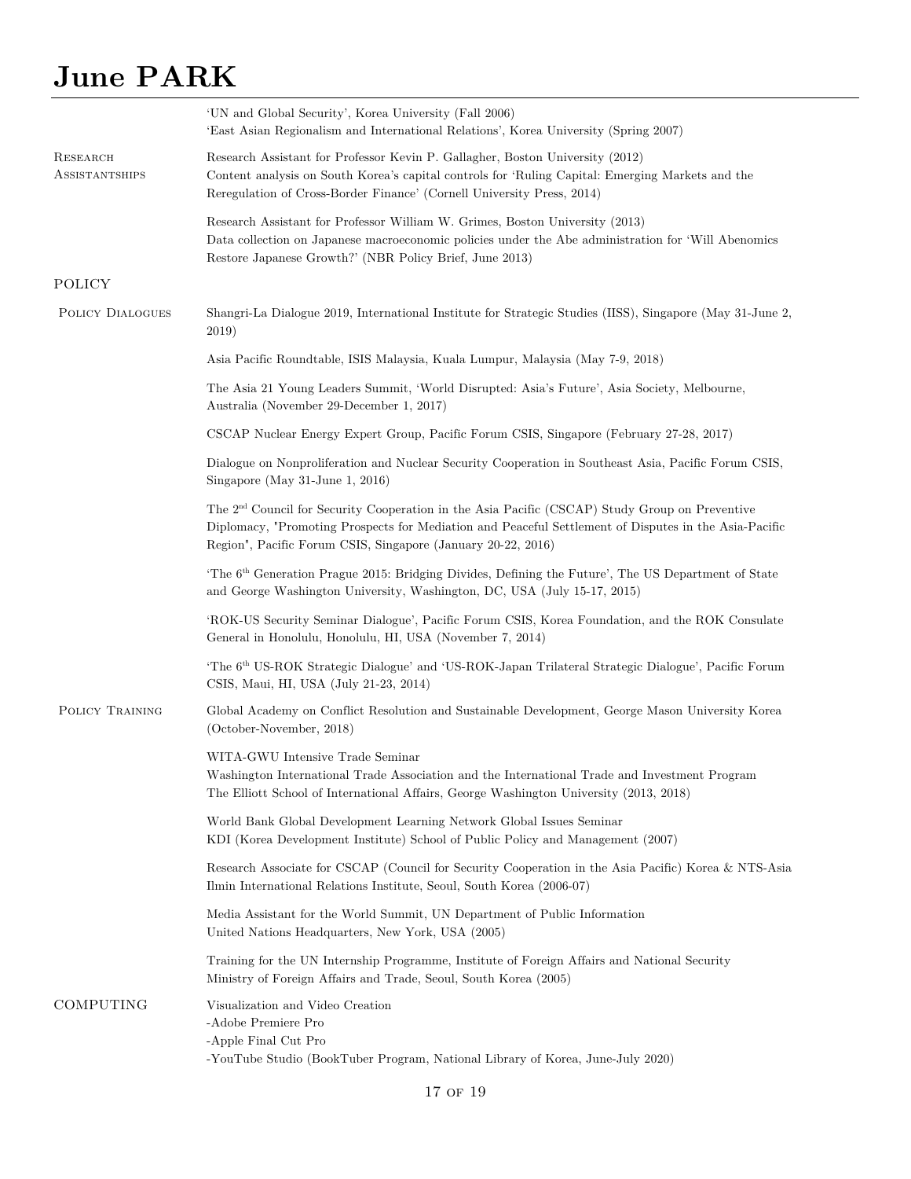'UN and Global Security', Korea University (Fall 2006)
'East Asian Regionalism and International Relations', Korea University (Spring 2007)

**Research Assistantships**

Research Assistant for Professor Kevin P. Gallagher, Boston University (2012)
Content analysis on South Korea's capital controls for 'Ruling Capital: Emerging Markets and the Reregulation of Cross-Border Finance' (Cornell University Press, 2014)

Research Assistant for Professor William W. Grimes, Boston University (2013)
Data collection on Japanese macroeconomic policies under the Abe administration for 'Will Abenomics Restore Japanese Growth?' (NBR Policy Brief, June 2013)

## POLICY

**Policy Dialogues**

Shangri-La Dialogue 2019, International Institute for Strategic Studies (IISS), Singapore (May 31-June 2, 2019)

Asia Pacific Roundtable, ISIS Malaysia, Kuala Lumpur, Malaysia (May 7-9, 2018)

The Asia 21 Young Leaders Summit, 'World Disrupted: Asia's Future', Asia Society, Melbourne, Australia (November 29-December 1, 2017)

CSCAP Nuclear Energy Expert Group, Pacific Forum CSIS, Singapore (February 27-28, 2017)

Dialogue on Nonproliferation and Nuclear Security Cooperation in Southeast Asia, Pacific Forum CSIS, Singapore (May 31-June 1, 2016)

The 2nd Council for Security Cooperation in the Asia Pacific (CSCAP) Study Group on Preventive Diplomacy, "Promoting Prospects for Mediation and Peaceful Settlement of Disputes in the Asia-Pacific Region", Pacific Forum CSIS, Singapore (January 20-22, 2016)

'The 6th Generation Prague 2015: Bridging Divides, Defining the Future', The US Department of State and George Washington University, Washington, DC, USA (July 15-17, 2015)

'ROK-US Security Seminar Dialogue', Pacific Forum CSIS, Korea Foundation, and the ROK Consulate General in Honolulu, Honolulu, HI, USA (November 7, 2014)

'The 6th US-ROK Strategic Dialogue' and 'US-ROK-Japan Trilateral Strategic Dialogue', Pacific Forum CSIS, Maui, HI, USA (July 21-23, 2014)

**Policy Training**

Global Academy on Conflict Resolution and Sustainable Development, George Mason University Korea (October-November, 2018)

WITA-GWU Intensive Trade Seminar
Washington International Trade Association and the International Trade and Investment Program
The Elliott School of International Affairs, George Washington University (2013, 2018)

World Bank Global Development Learning Network Global Issues Seminar
KDI (Korea Development Institute) School of Public Policy and Management (2007)

Research Associate for CSCAP (Council for Security Cooperation in the Asia Pacific) Korea & NTS-Asia
Ilmin International Relations Institute, Seoul, South Korea (2006-07)

Media Assistant for the World Summit, UN Department of Public Information
United Nations Headquarters, New York, USA (2005)

Training for the UN Internship Programme, Institute of Foreign Affairs and National Security
Ministry of Foreign Affairs and Trade, Seoul, South Korea (2005)

## COMPUTING

Visualization and Video Creation
-Adobe Premiere Pro
-Apple Final Cut Pro
-YouTube Studio (BookTuber Program, National Library of Korea, June-July 2020)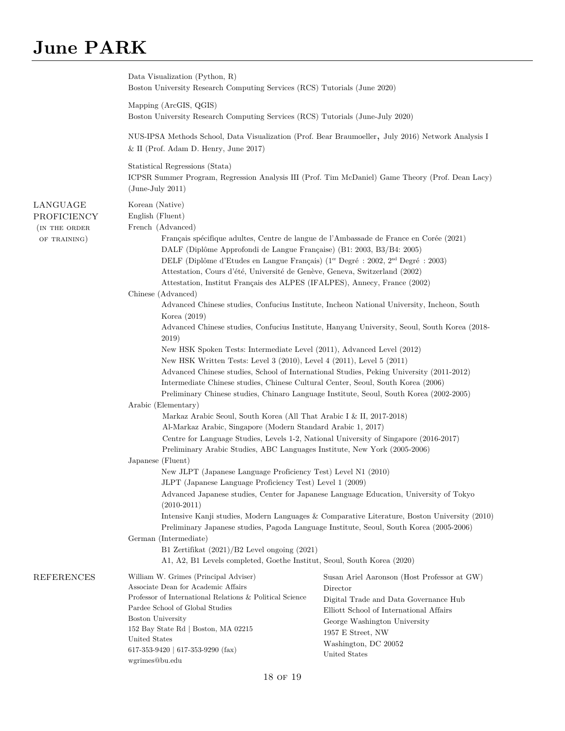# June PARK

Data Visualization (Python, R)
Boston University Research Computing Services (RCS) Tutorials (June 2020)

Mapping (ArcGIS, QGIS)
Boston University Research Computing Services (RCS) Tutorials (June-July 2020)

NUS-IPSA Methods School, Data Visualization (Prof. Bear Braumoeller, July 2016) Network Analysis I & II (Prof. Adam D. Henry, June 2017)

Statistical Regressions (Stata)
ICPSR Summer Program, Regression Analysis III (Prof. Tim McDaniel) Game Theory (Prof. Dean Lacy) (June-July 2011)

## LANGUAGE PROFICIENCY (in the order of training)

Korean (Native)
English (Fluent)
French (Advanced)

- Français spécifique adultes, Centre de langue de l'Ambassade de France en Corée (2021)
- DALF (Diplôme Approfondi de Langue Française) (B1: 2003, B3/B4: 2005)
- DELF (Diplôme d'Etudes en Langue Français) (1er Degré : 2002, 2nd Degré : 2003)
- Attestation, Cours d'été, Université de Genève, Geneva, Switzerland (2002)
- Attestation, Institut Français des ALPES (IFALPES), Annecy, France (2002)

Chinese (Advanced)

- Advanced Chinese studies, Confucius Institute, Incheon National University, Incheon, South Korea (2019)
- Advanced Chinese studies, Confucius Institute, Hanyang University, Seoul, South Korea (2018-2019)
- New HSK Spoken Tests: Intermediate Level (2011), Advanced Level (2012)
- New HSK Written Tests: Level 3 (2010), Level 4 (2011), Level 5 (2011)
- Advanced Chinese studies, School of International Studies, Peking University (2011-2012)
- Intermediate Chinese studies, Chinese Cultural Center, Seoul, South Korea (2006)
- Preliminary Chinese studies, Chinaro Language Institute, Seoul, South Korea (2002-2005)

Arabic (Elementary)

- Markaz Arabic Seoul, South Korea (All That Arabic I & II, 2017-2018)
- Al-Markaz Arabic, Singapore (Modern Standard Arabic 1, 2017)
- Centre for Language Studies, Levels 1-2, National University of Singapore (2016-2017)
- Preliminary Arabic Studies, ABC Languages Institute, New York (2005-2006)

Japanese (Fluent)

- New JLPT (Japanese Language Proficiency Test) Level N1 (2010)
- JLPT (Japanese Language Proficiency Test) Level 1 (2009)
- Advanced Japanese studies, Center for Japanese Language Education, University of Tokyo (2010-2011)
- Intensive Kanji studies, Modern Languages & Comparative Literature, Boston University (2010)
- Preliminary Japanese studies, Pagoda Language Institute, Seoul, South Korea (2005-2006)

German (Intermediate)

- B1 Zertifikat (2021)/B2 Level ongoing (2021)
- A1, A2, B1 Levels completed, Goethe Institut, Seoul, South Korea (2020)

## REFERENCES

William W. Grimes (Principal Adviser)
Associate Dean for Academic Affairs
Professor of International Relations & Political Science
Pardee School of Global Studies
Boston University
152 Bay State Rd | Boston, MA 02215
United States
617-353-9420 | 617-353-9290 (fax)
wgrimes@bu.edu

Susan Ariel Aaronson (Host Professor at GW)
Director
Digital Trade and Data Governance Hub
Elliott School of International Affairs
George Washington University
1957 E Street, NW
Washington, DC 20052
United States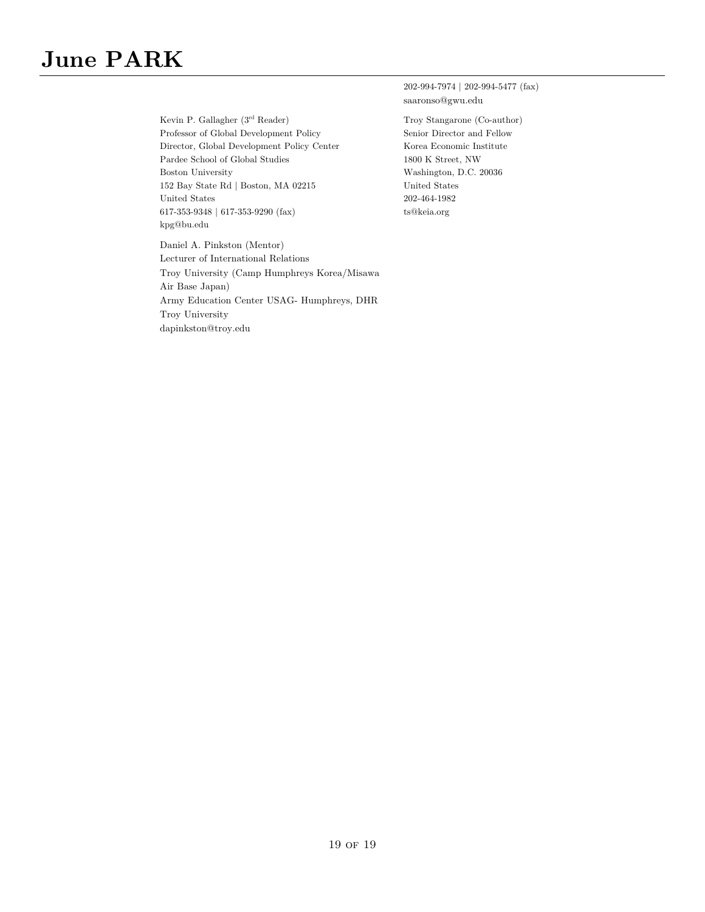202-994-7974 | 202-994-5477 (fax)
saaronso@gwu.edu

Kevin P. Gallagher (3rd Reader)
Professor of Global Development Policy
Director, Global Development Policy Center
Pardee School of Global Studies
Boston University
152 Bay State Rd | Boston, MA 02215
United States
617-353-9348 | 617-353-9290 (fax)
kpg@bu.edu

Daniel A. Pinkston (Mentor)
Lecturer of International Relations
Troy University (Camp Humphreys Korea/Misawa Air Base Japan)
Army Education Center USAG- Humphreys, DHR
Troy University
dapinkston@troy.edu

Troy Stangarone (Co-author)
Senior Director and Fellow
Korea Economic Institute
1800 K Street, NW
Washington, D.C. 20036
United States
202-464-1982
ts@keia.org